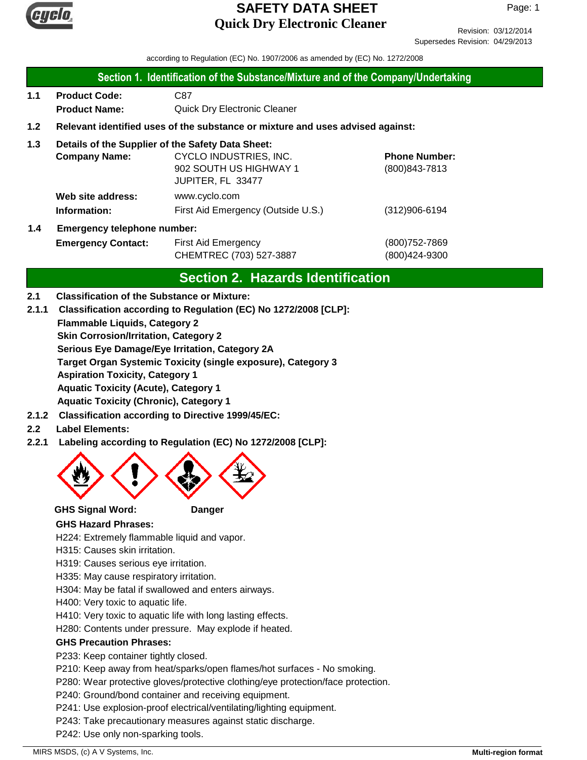# SAFETY DATA SHEET
## Quick Dry Electronic Cleaner

Revision: 03/12/2014
Supersedes Revision: 04/29/2013

according to Regulation (EC) No. 1907/2006 as amended by (EC) No. 1272/2008

## Section 1. Identification of the Substance/Mixture and of the Company/Undertaking

**1.1 Product Code:** C87
**Product Name:** Quick Dry Electronic Cleaner

**1.2 Relevant identified uses of the substance or mixture and uses advised against:**

**1.3 Details of the Supplier of the Safety Data Sheet:**

**Company Name:** CYCLO INDUSTRIES, INC.
902 SOUTH US HIGHWAY 1
JUPITER, FL 33477

**Phone Number:** (800)843-7813

**Web site address:** www.cyclo.com

**Information:** First Aid Emergency (Outside U.S.) (312)906-6194

**1.4 Emergency telephone number:**

**Emergency Contact:** First Aid Emergency (800)752-7869
CHEMTREC (703) 527-3887 (800)424-9300

## Section 2. Hazards Identification

**2.1 Classification of the Substance or Mixture:**

**2.1.1 Classification according to Regulation (EC) No 1272/2008 [CLP]:**

**Flammable Liquids, Category 2**
**Skin Corrosion/Irritation, Category 2**
**Serious Eye Damage/Eye Irritation, Category 2A**
**Target Organ Systemic Toxicity (single exposure), Category 3**
**Aspiration Toxicity, Category 1**
**Aquatic Toxicity (Acute), Category 1**
**Aquatic Toxicity (Chronic), Category 1**

**2.1.2 Classification according to Directive 1999/45/EC:**

**2.2 Label Elements:**

**2.2.1 Labeling according to Regulation (EC) No 1272/2008 [CLP]:**

**GHS Signal Word:** Danger

**GHS Hazard Phrases:**

H224: Extremely flammable liquid and vapor.
H315: Causes skin irritation.
H319: Causes serious eye irritation.
H335: May cause respiratory irritation.
H304: May be fatal if swallowed and enters airways.
H400: Very toxic to aquatic life.
H410: Very toxic to aquatic life with long lasting effects.
H280: Contents under pressure. May explode if heated.

**GHS Precaution Phrases:**

P233: Keep container tightly closed.
P210: Keep away from heat/sparks/open flames/hot surfaces - No smoking.
P280: Wear protective gloves/protective clothing/eye protection/face protection.
P240: Ground/bond container and receiving equipment.
P241: Use explosion-proof electrical/ventilating/lighting equipment.
P243: Take precautionary measures against static discharge.
P242: Use only non-sparking tools.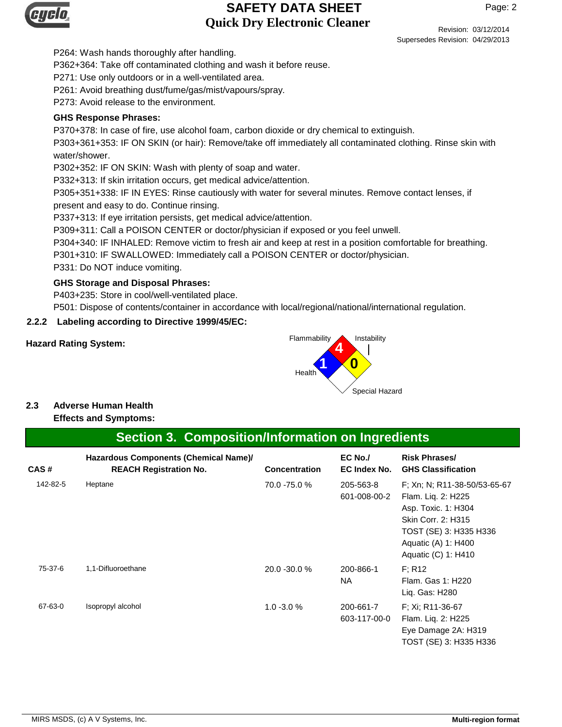P264: Wash hands thoroughly after handling.
P362+364: Take off contaminated clothing and wash it before reuse.
P271: Use only outdoors or in a well-ventilated area.
P261: Avoid breathing dust/fume/gas/mist/vapours/spray.
P273: Avoid release to the environment.

**GHS Response Phrases:**

P370+378: In case of fire, use alcohol foam, carbon dioxide or dry chemical to extinguish.
P303+361+353: IF ON SKIN (or hair): Remove/take off immediately all contaminated clothing. Rinse skin with water/shower.
P302+352: IF ON SKIN: Wash with plenty of soap and water.
P332+313: If skin irritation occurs, get medical advice/attention.
P305+351+338: IF IN EYES: Rinse cautiously with water for several minutes. Remove contact lenses, if present and easy to do. Continue rinsing.
P337+313: If eye irritation persists, get medical advice/attention.
P309+311: Call a POISON CENTER or doctor/physician if exposed or you feel unwell.
P304+340: IF INHALED: Remove victim to fresh air and keep at rest in a position comfortable for breathing.
P301+310: IF SWALLOWED: Immediately call a POISON CENTER or doctor/physician.
P331: Do NOT induce vomiting.

**GHS Storage and Disposal Phrases:**

P403+235: Store in cool/well-ventilated place.
P501: Dispose of contents/container in accordance with local/regional/national/international regulation.

**2.2.2 Labeling according to Directive 1999/45/EC:**

**Hazard Rating System:**

Flammability: 4
Health: 1
Instability: 0
Special Hazard:

**2.3 Adverse Human Health Effects and Symptoms:**

## Section 3. Composition/Information on Ingredients

| CAS # | Hazardous Components (Chemical Name)/ REACH Registration No. | Concentration | EC No./ EC Index No. | Risk Phrases/ GHS Classification |
|---|---|---|---|---|
| 142-82-5 | Heptane | 70.0 -75.0 % | 205-563-8<br>601-008-00-2 | F; Xn; N; R11-38-50/53-65-67<br>Flam. Liq. 2: H225<br>Asp. Toxic. 1: H304<br>Skin Corr. 2: H315<br>TOST (SE) 3: H335 H336<br>Aquatic (A) 1: H400<br>Aquatic (C) 1: H410 |
| 75-37-6 | 1,1-Difluoroethane | 20.0 -30.0 % | 200-866-1<br>NA | F; R12<br>Flam. Gas 1: H220<br>Liq. Gas: H280 |
| 67-63-0 | Isopropyl alcohol | 1.0 -3.0 % | 200-661-7<br>603-117-00-0 | F; Xi; R11-36-67<br>Flam. Liq. 2: H225<br>Eye Damage 2A: H319<br>TOST (SE) 3: H335 H336 |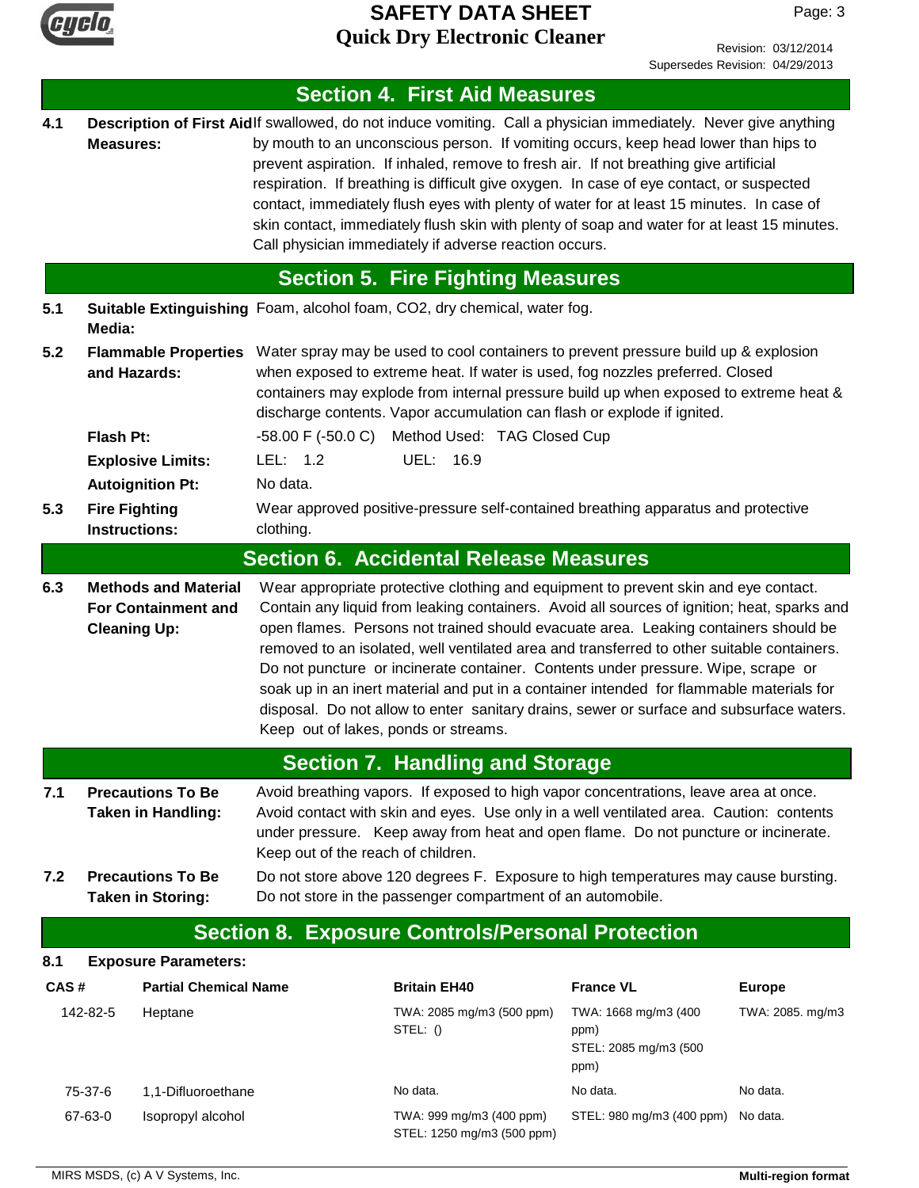## Section 4. First Aid Measures

**4.1 Description of First Aid Measures:** If swallowed, do not induce vomiting. Call a physician immediately. Never give anything by mouth to an unconscious person. If vomiting occurs, keep head lower than hips to prevent aspiration. If inhaled, remove to fresh air. If not breathing give artificial respiration. If breathing is difficult give oxygen. In case of eye contact, or suspected contact, immediately flush eyes with plenty of water for at least 15 minutes. In case of skin contact, immediately flush skin with plenty of soap and water for at least 15 minutes. Call physician immediately if adverse reaction occurs.

## Section 5. Fire Fighting Measures

**5.1 Suitable Extinguishing Media:** Foam, alcohol foam, CO2, dry chemical, water fog.

**5.2 Flammable Properties and Hazards:** Water spray may be used to cool containers to prevent pressure build up & explosion when exposed to extreme heat. If water is used, fog nozzles preferred. Closed containers may explode from internal pressure build up when exposed to extreme heat & discharge contents. Vapor accumulation can flash or explode if ignited.

**Flash Pt:** -58.00 F (-50.0 C) Method Used: TAG Closed Cup

**Explosive Limits:** LEL: 1.2 UEL: 16.9

**Autoignition Pt:** No data.

**5.3 Fire Fighting Instructions:** Wear approved positive-pressure self-contained breathing apparatus and protective clothing.

## Section 6. Accidental Release Measures

**6.3 Methods and Material For Containment and Cleaning Up:** Wear appropriate protective clothing and equipment to prevent skin and eye contact. Contain any liquid from leaking containers. Avoid all sources of ignition; heat, sparks and open flames. Persons not trained should evacuate area. Leaking containers should be removed to an isolated, well ventilated area and transferred to other suitable containers. Do not puncture or incinerate container. Contents under pressure. Wipe, scrape or soak up in an inert material and put in a container intended for flammable materials for disposal. Do not allow to enter sanitary drains, sewer or surface and subsurface waters. Keep out of lakes, ponds or streams.

## Section 7. Handling and Storage

**7.1 Precautions To Be Taken in Handling:** Avoid breathing vapors. If exposed to high vapor concentrations, leave area at once. Avoid contact with skin and eyes. Use only in a well ventilated area. Caution: contents under pressure. Keep away from heat and open flame. Do not puncture or incinerate. Keep out of the reach of children.

**7.2 Precautions To Be Taken in Storing:** Do not store above 120 degrees F. Exposure to high temperatures may cause bursting. Do not store in the passenger compartment of an automobile.

## Section 8. Exposure Controls/Personal Protection

**8.1 Exposure Parameters:**

| CAS # | Partial Chemical Name | Britain EH40 | France VL | Europe |
|---|---|---|---|---|
| 142-82-5 | Heptane | TWA: 2085 mg/m3 (500 ppm) STEL: () | TWA: 1668 mg/m3 (400 ppm) STEL: 2085 mg/m3 (500 ppm) | TWA: 2085. mg/m3 |
| 75-37-6 | 1,1-Difluoroethane | No data. | No data. | No data. |
| 67-63-0 | Isopropyl alcohol | TWA: 999 mg/m3 (400 ppm) STEL: 1250 mg/m3 (500 ppm) | STEL: 980 mg/m3 (400 ppm) | No data. |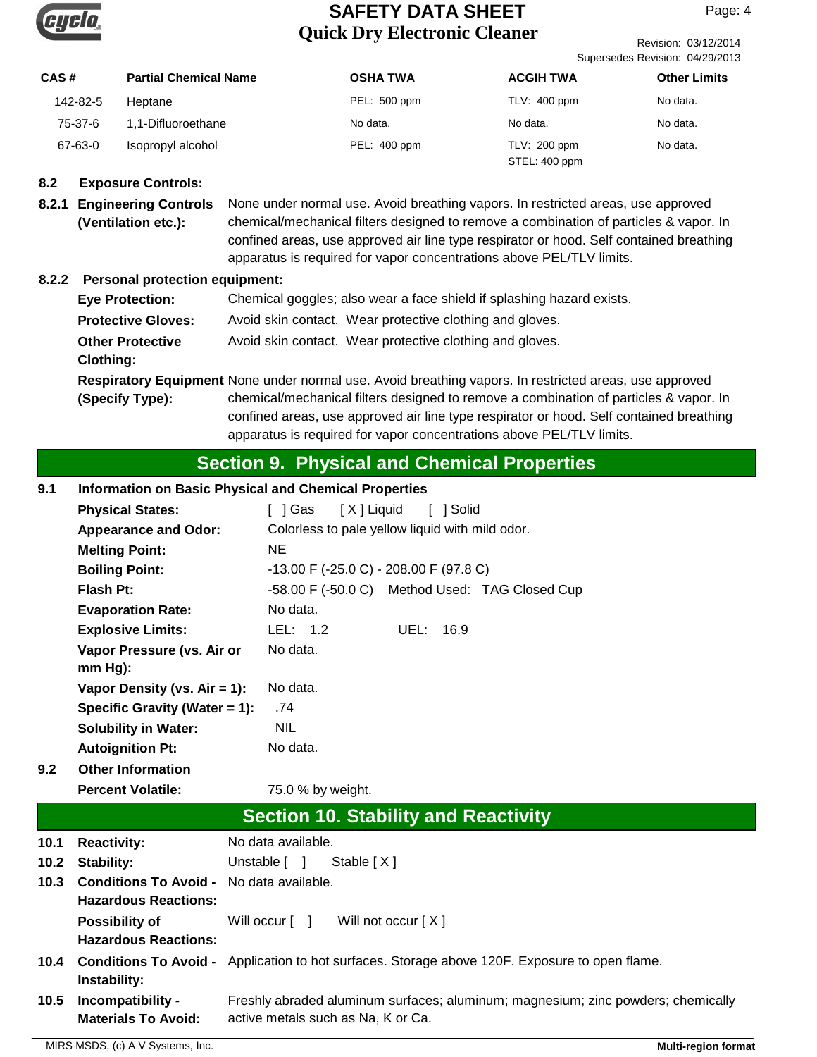| CAS # | Partial Chemical Name | OSHA TWA | ACGIH TWA | Other Limits |
|---|---|---|---|---|
| 142-82-5 | Heptane | PEL: 500 ppm | TLV: 400 ppm | No data. |
| 75-37-6 | 1,1-Difluoroethane | No data. | No data. | No data. |
| 67-63-0 | Isopropyl alcohol | PEL: 400 ppm | TLV: 200 ppm<br>STEL: 400 ppm | No data. |

**8.2 Exposure Controls:**

**8.2.1 Engineering Controls (Ventilation etc.):** None under normal use. Avoid breathing vapors. In restricted areas, use approved chemical/mechanical filters designed to remove a combination of particles & vapor. In confined areas, use approved air line type respirator or hood. Self contained breathing apparatus is required for vapor concentrations above PEL/TLV limits.

**8.2.2 Personal protection equipment:**

**Eye Protection:** Chemical goggles; also wear a face shield if splashing hazard exists.

**Protective Gloves:** Avoid skin contact. Wear protective clothing and gloves.

**Other Protective Clothing:** Avoid skin contact. Wear protective clothing and gloves.

**Respiratory Equipment (Specify Type):** None under normal use. Avoid breathing vapors. In restricted areas, use approved chemical/mechanical filters designed to remove a combination of particles & vapor. In confined areas, use approved air line type respirator or hood. Self contained breathing apparatus is required for vapor concentrations above PEL/TLV limits.

## Section 9. Physical and Chemical Properties

**9.1 Information on Basic Physical and Chemical Properties**

**Physical States:** [ ] Gas [ X ] Liquid [ ] Solid

**Appearance and Odor:** Colorless to pale yellow liquid with mild odor.

**Melting Point:** NE

**Boiling Point:** -13.00 F (-25.0 C) - 208.00 F (97.8 C)

**Flash Pt:** -58.00 F (-50.0 C) Method Used: TAG Closed Cup

**Evaporation Rate:** No data.

**Explosive Limits:** LEL: 1.2 UEL: 16.9

**Vapor Pressure (vs. Air or mm Hg):** No data.

**Vapor Density (vs. Air = 1):** No data.

**Specific Gravity (Water = 1):** .74

**Solubility in Water:** NIL

**Autoignition Pt:** No data.

**9.2 Other Information**

**Percent Volatile:** 75.0 % by weight.

## Section 10. Stability and Reactivity

**10.1 Reactivity:** No data available.

**10.2 Stability:** Unstable [ ] Stable [ X ]

**10.3 Conditions To Avoid - Hazardous Reactions:** No data available.

**Possibility of Hazardous Reactions:** Will occur [ ] Will not occur [ X ]

**10.4 Conditions To Avoid - Instability:** Application to hot surfaces. Storage above 120F. Exposure to open flame.

**10.5 Incompatibility - Materials To Avoid:** Freshly abraded aluminum surfaces; aluminum; magnesium; zinc powders; chemically active metals such as Na, K or Ca.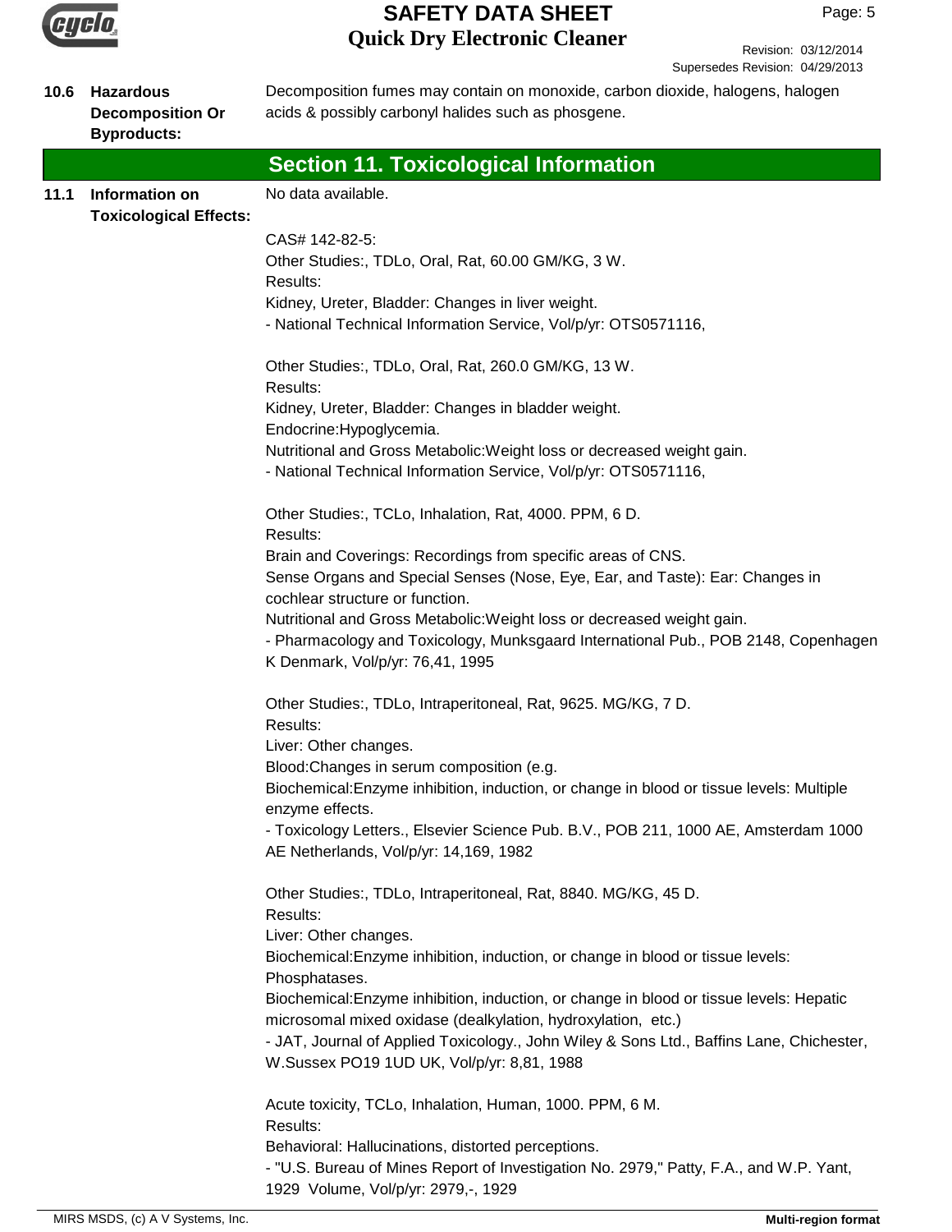**10.6 Hazardous Decomposition Or Byproducts:** Decomposition fumes may contain on monoxide, carbon dioxide, halogens, halogen acids & possibly carbonyl halides such as phosgene.

## Section 11. Toxicological Information

**11.1 Information on Toxicological Effects:** No data available.

CAS# 142-82-5:
Other Studies:, TDLo, Oral, Rat, 60.00 GM/KG, 3 W.
Results:
Kidney, Ureter, Bladder: Changes in liver weight.
- National Technical Information Service, Vol/p/yr: OTS0571116,

Other Studies:, TDLo, Oral, Rat, 260.0 GM/KG, 13 W.
Results:
Kidney, Ureter, Bladder: Changes in bladder weight.
Endocrine:Hypoglycemia.
Nutritional and Gross Metabolic:Weight loss or decreased weight gain.
- National Technical Information Service, Vol/p/yr: OTS0571116,

Other Studies:, TCLo, Inhalation, Rat, 4000. PPM, 6 D.
Results:
Brain and Coverings: Recordings from specific areas of CNS.
Sense Organs and Special Senses (Nose, Eye, Ear, and Taste): Ear: Changes in cochlear structure or function.
Nutritional and Gross Metabolic:Weight loss or decreased weight gain.
- Pharmacology and Toxicology, Munksgaard International Pub., POB 2148, Copenhagen K Denmark, Vol/p/yr: 76,41, 1995

Other Studies:, TDLo, Intraperitoneal, Rat, 9625. MG/KG, 7 D.
Results:
Liver: Other changes.
Blood:Changes in serum composition (e.g.
Biochemical:Enzyme inhibition, induction, or change in blood or tissue levels: Multiple enzyme effects.
- Toxicology Letters., Elsevier Science Pub. B.V., POB 211, 1000 AE, Amsterdam 1000 AE Netherlands, Vol/p/yr: 14,169, 1982

Other Studies:, TDLo, Intraperitoneal, Rat, 8840. MG/KG, 45 D.
Results:
Liver: Other changes.
Biochemical:Enzyme inhibition, induction, or change in blood or tissue levels: Phosphatases.
Biochemical:Enzyme inhibition, induction, or change in blood or tissue levels: Hepatic microsomal mixed oxidase (dealkylation, hydroxylation, etc.)
- JAT, Journal of Applied Toxicology., John Wiley & Sons Ltd., Baffins Lane, Chichester, W.Sussex PO19 1UD UK, Vol/p/yr: 8,81, 1988

Acute toxicity, TCLo, Inhalation, Human, 1000. PPM, 6 M.
Results:
Behavioral: Hallucinations, distorted perceptions.
- "U.S. Bureau of Mines Report of Investigation No. 2979," Patty, F.A., and W.P. Yant, 1929 Volume, Vol/p/yr: 2979,-, 1929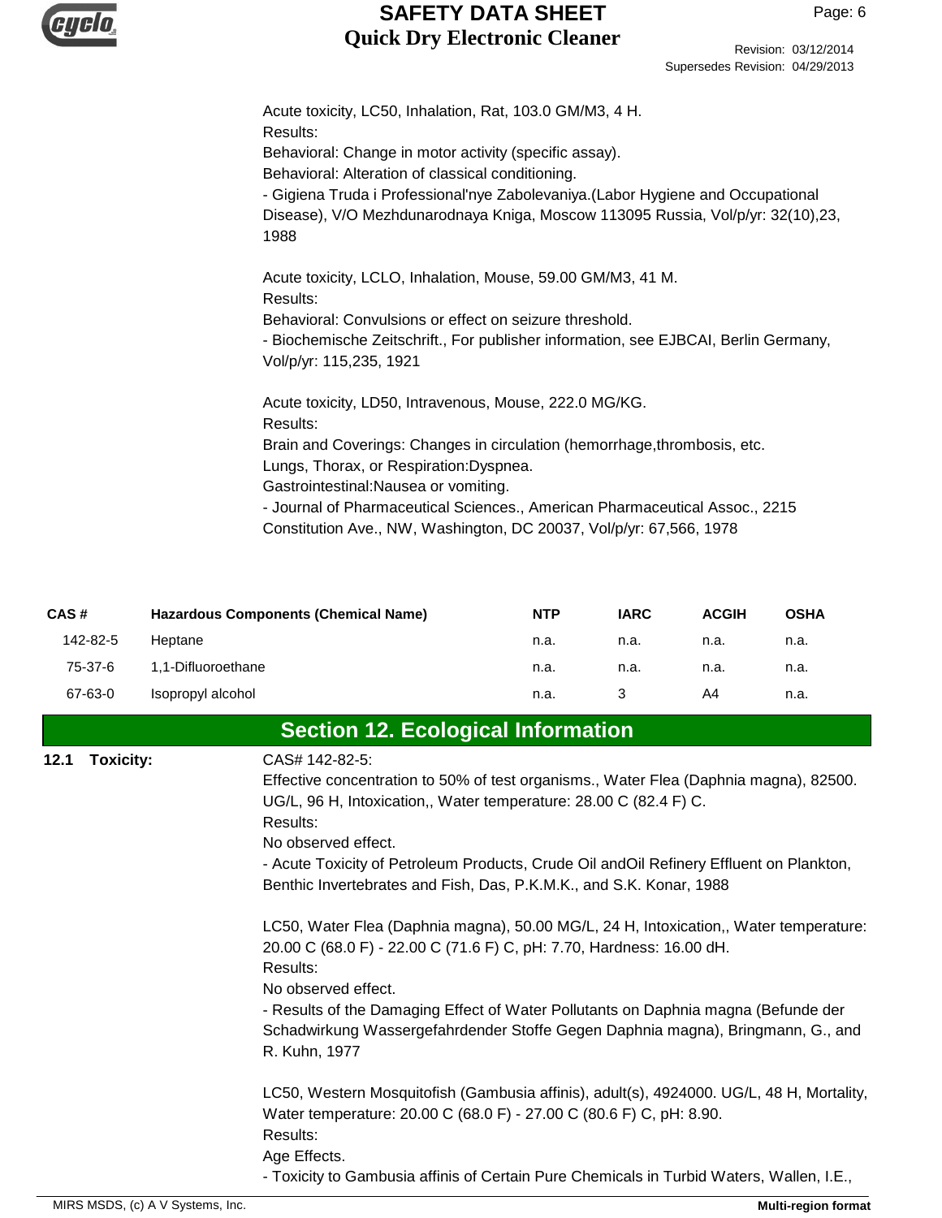Acute toxicity, LC50, Inhalation, Rat, 103.0 GM/M3, 4 H.
Results:
Behavioral: Change in motor activity (specific assay).
Behavioral: Alteration of classical conditioning.
- Gigiena Truda i Professional'nye Zabolevaniya.(Labor Hygiene and Occupational Disease), V/O Mezhdunarodnaya Kniga, Moscow 113095 Russia, Vol/p/yr: 32(10),23, 1988

Acute toxicity, LCLO, Inhalation, Mouse, 59.00 GM/M3, 41 M.
Results:
Behavioral: Convulsions or effect on seizure threshold.
- Biochemische Zeitschrift., For publisher information, see EJBCAI, Berlin Germany, Vol/p/yr: 115,235, 1921

Acute toxicity, LD50, Intravenous, Mouse, 222.0 MG/KG.
Results:
Brain and Coverings: Changes in circulation (hemorrhage,thrombosis, etc.
Lungs, Thorax, or Respiration:Dyspnea.
Gastrointestinal:Nausea or vomiting.
- Journal of Pharmaceutical Sciences., American Pharmaceutical Assoc., 2215 Constitution Ave., NW, Washington, DC 20037, Vol/p/yr: 67,566, 1978

| CAS # | Hazardous Components (Chemical Name) | NTP | IARC | ACGIH | OSHA |
|---|---|---|---|---|---|
| 142-82-5 | Heptane | n.a. | n.a. | n.a. | n.a. |
| 75-37-6 | 1,1-Difluoroethane | n.a. | n.a. | n.a. | n.a. |
| 67-63-0 | Isopropyl alcohol | n.a. | 3 | A4 | n.a. |

## Section 12. Ecological Information

**12.1 Toxicity:**

CAS# 142-82-5:
Effective concentration to 50% of test organisms., Water Flea (Daphnia magna), 82500. UG/L, 96 H, Intoxication,, Water temperature: 28.00 C (82.4 F) C.
Results:
No observed effect.
- Acute Toxicity of Petroleum Products, Crude Oil andOil Refinery Effluent on Plankton, Benthic Invertebrates and Fish, Das, P.K.M.K., and S.K. Konar, 1988

LC50, Water Flea (Daphnia magna), 50.00 MG/L, 24 H, Intoxication,, Water temperature: 20.00 C (68.0 F) - 22.00 C (71.6 F) C, pH: 7.70, Hardness: 16.00 dH.
Results:
No observed effect.
- Results of the Damaging Effect of Water Pollutants on Daphnia magna (Befunde der Schadwirkung Wassergefahrdender Stoffe Gegen Daphnia magna), Bringmann, G., and R. Kuhn, 1977

LC50, Western Mosquitofish (Gambusia affinis), adult(s), 4924000. UG/L, 48 H, Mortality, Water temperature: 20.00 C (68.0 F) - 27.00 C (80.6 F) C, pH: 8.90.
Results:
Age Effects.
- Toxicity to Gambusia affinis of Certain Pure Chemicals in Turbid Waters, Wallen, I.E.,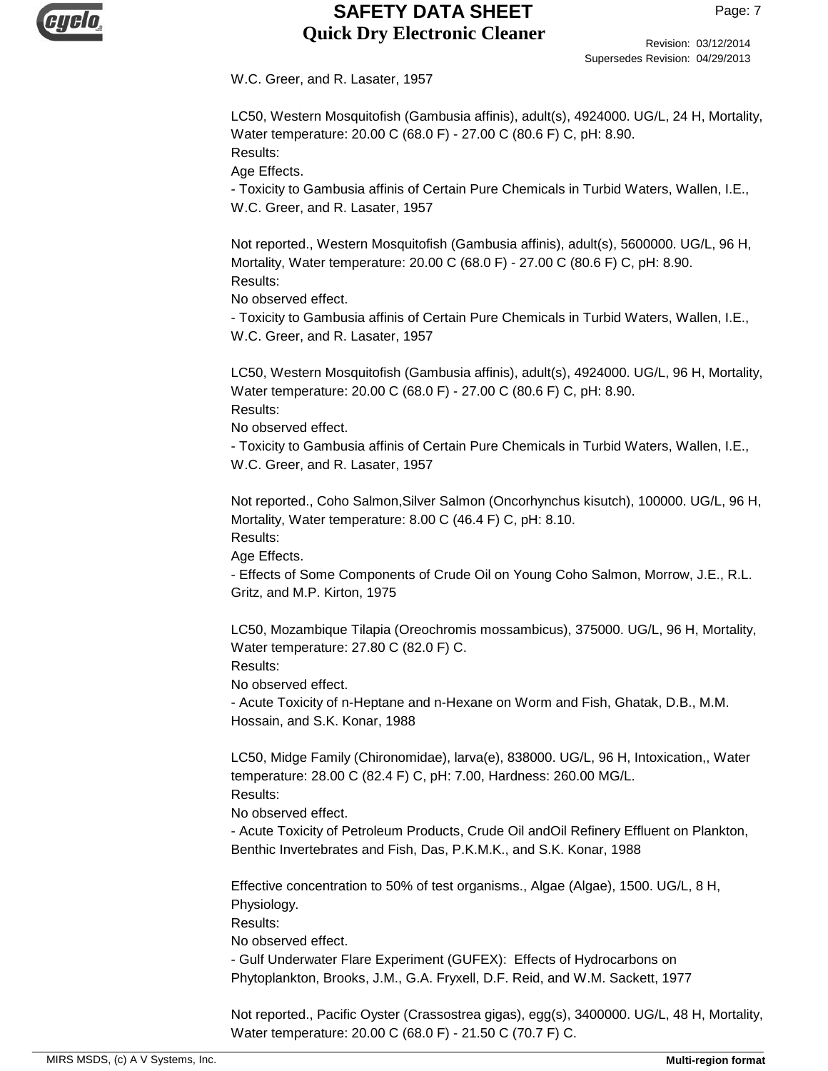W.C. Greer, and R. Lasater, 1957

LC50, Western Mosquitofish (Gambusia affinis), adult(s), 4924000. UG/L, 24 H, Mortality, Water temperature: 20.00 C (68.0 F) - 27.00 C (80.6 F) C, pH: 8.90.
Results:
Age Effects.
- Toxicity to Gambusia affinis of Certain Pure Chemicals in Turbid Waters, Wallen, I.E., W.C. Greer, and R. Lasater, 1957

Not reported., Western Mosquitofish (Gambusia affinis), adult(s), 5600000. UG/L, 96 H, Mortality, Water temperature: 20.00 C (68.0 F) - 27.00 C (80.6 F) C, pH: 8.90.
Results:
No observed effect.
- Toxicity to Gambusia affinis of Certain Pure Chemicals in Turbid Waters, Wallen, I.E., W.C. Greer, and R. Lasater, 1957

LC50, Western Mosquitofish (Gambusia affinis), adult(s), 4924000. UG/L, 96 H, Mortality, Water temperature: 20.00 C (68.0 F) - 27.00 C (80.6 F) C, pH: 8.90.
Results:
No observed effect.
- Toxicity to Gambusia affinis of Certain Pure Chemicals in Turbid Waters, Wallen, I.E., W.C. Greer, and R. Lasater, 1957

Not reported., Coho Salmon,Silver Salmon (Oncorhynchus kisutch), 100000. UG/L, 96 H, Mortality, Water temperature: 8.00 C (46.4 F) C, pH: 8.10.
Results:
Age Effects.
- Effects of Some Components of Crude Oil on Young Coho Salmon, Morrow, J.E., R.L. Gritz, and M.P. Kirton, 1975

LC50, Mozambique Tilapia (Oreochromis mossambicus), 375000. UG/L, 96 H, Mortality, Water temperature: 27.80 C (82.0 F) C.
Results:
No observed effect.
- Acute Toxicity of n-Heptane and n-Hexane on Worm and Fish, Ghatak, D.B., M.M. Hossain, and S.K. Konar, 1988

LC50, Midge Family (Chironomidae), larva(e), 838000. UG/L, 96 H, Intoxication,, Water temperature: 28.00 C (82.4 F) C, pH: 7.00, Hardness: 260.00 MG/L.
Results:
No observed effect.
- Acute Toxicity of Petroleum Products, Crude Oil andOil Refinery Effluent on Plankton, Benthic Invertebrates and Fish, Das, P.K.M.K., and S.K. Konar, 1988

Effective concentration to 50% of test organisms., Algae (Algae), 1500. UG/L, 8 H, Physiology.
Results:
No observed effect.
- Gulf Underwater Flare Experiment (GUFEX): Effects of Hydrocarbons on Phytoplankton, Brooks, J.M., G.A. Fryxell, D.F. Reid, and W.M. Sackett, 1977

Not reported., Pacific Oyster (Crassostrea gigas), egg(s), 3400000. UG/L, 48 H, Mortality, Water temperature: 20.00 C (68.0 F) - 21.50 C (70.7 F) C.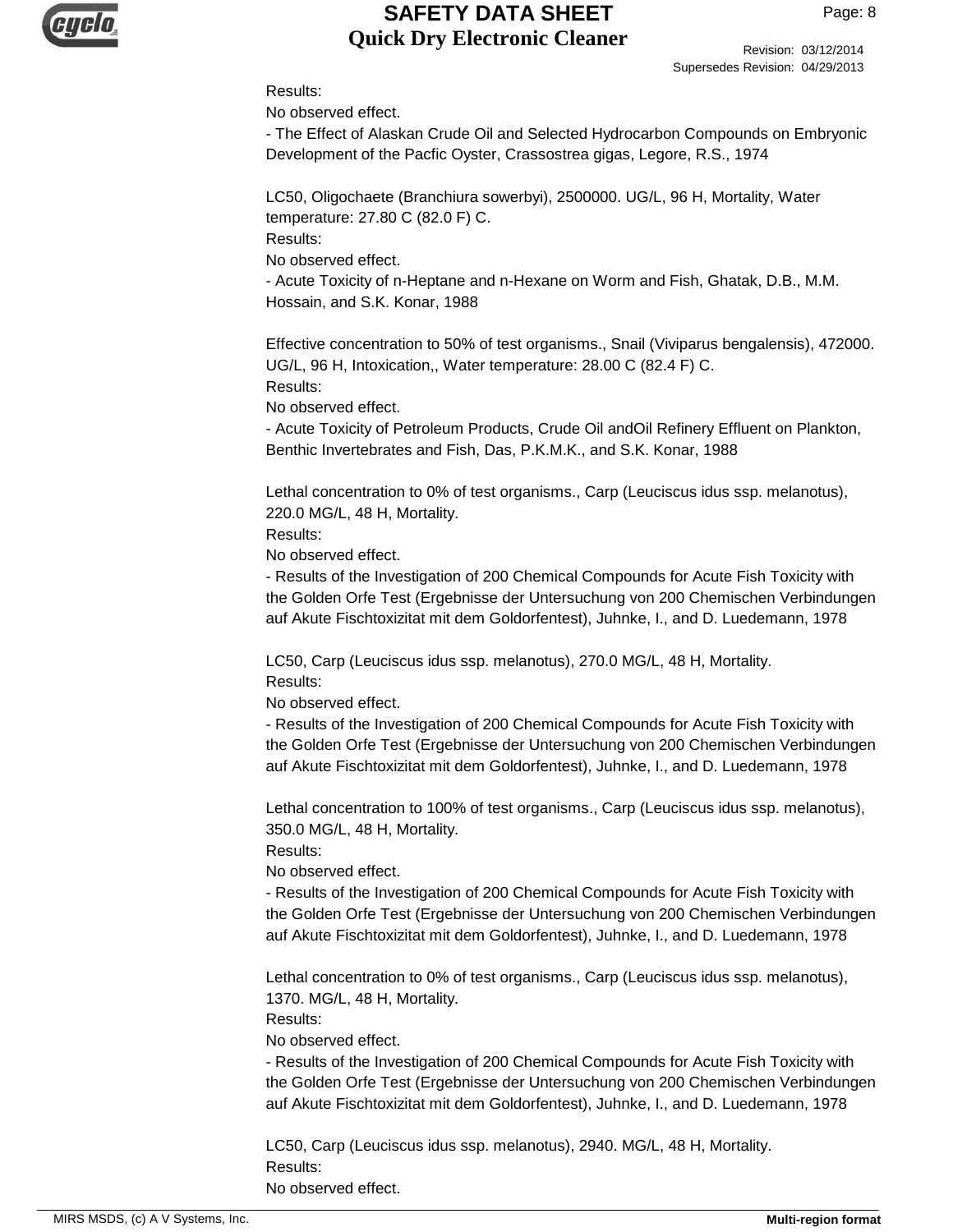Results:
No observed effect.
- The Effect of Alaskan Crude Oil and Selected Hydrocarbon Compounds on Embryonic Development of the Pacfic Oyster, Crassostrea gigas, Legore, R.S., 1974

LC50, Oligochaete (Branchiura sowerbyi), 2500000. UG/L, 96 H, Mortality, Water temperature: 27.80 C (82.0 F) C.
Results:
No observed effect.
- Acute Toxicity of n-Heptane and n-Hexane on Worm and Fish, Ghatak, D.B., M.M. Hossain, and S.K. Konar, 1988

Effective concentration to 50% of test organisms., Snail (Viviparus bengalensis), 472000. UG/L, 96 H, Intoxication,, Water temperature: 28.00 C (82.4 F) C.
Results:
No observed effect.
- Acute Toxicity of Petroleum Products, Crude Oil andOil Refinery Effluent on Plankton, Benthic Invertebrates and Fish, Das, P.K.M.K., and S.K. Konar, 1988

Lethal concentration to 0% of test organisms., Carp (Leuciscus idus ssp. melanotus), 220.0 MG/L, 48 H, Mortality.
Results:
No observed effect.
- Results of the Investigation of 200 Chemical Compounds for Acute Fish Toxicity with the Golden Orfe Test (Ergebnisse der Untersuchung von 200 Chemischen Verbindungen auf Akute Fischtoxizitat mit dem Goldorfentest), Juhnke, I., and D. Luedemann, 1978

LC50, Carp (Leuciscus idus ssp. melanotus), 270.0 MG/L, 48 H, Mortality.
Results:
No observed effect.
- Results of the Investigation of 200 Chemical Compounds for Acute Fish Toxicity with the Golden Orfe Test (Ergebnisse der Untersuchung von 200 Chemischen Verbindungen auf Akute Fischtoxizitat mit dem Goldorfentest), Juhnke, I., and D. Luedemann, 1978

Lethal concentration to 100% of test organisms., Carp (Leuciscus idus ssp. melanotus), 350.0 MG/L, 48 H, Mortality.
Results:
No observed effect.
- Results of the Investigation of 200 Chemical Compounds for Acute Fish Toxicity with the Golden Orfe Test (Ergebnisse der Untersuchung von 200 Chemischen Verbindungen auf Akute Fischtoxizitat mit dem Goldorfentest), Juhnke, I., and D. Luedemann, 1978

Lethal concentration to 0% of test organisms., Carp (Leuciscus idus ssp. melanotus), 1370. MG/L, 48 H, Mortality.
Results:
No observed effect.
- Results of the Investigation of 200 Chemical Compounds for Acute Fish Toxicity with the Golden Orfe Test (Ergebnisse der Untersuchung von 200 Chemischen Verbindungen auf Akute Fischtoxizitat mit dem Goldorfentest), Juhnke, I., and D. Luedemann, 1978

LC50, Carp (Leuciscus idus ssp. melanotus), 2940. MG/L, 48 H, Mortality.
Results:
No observed effect.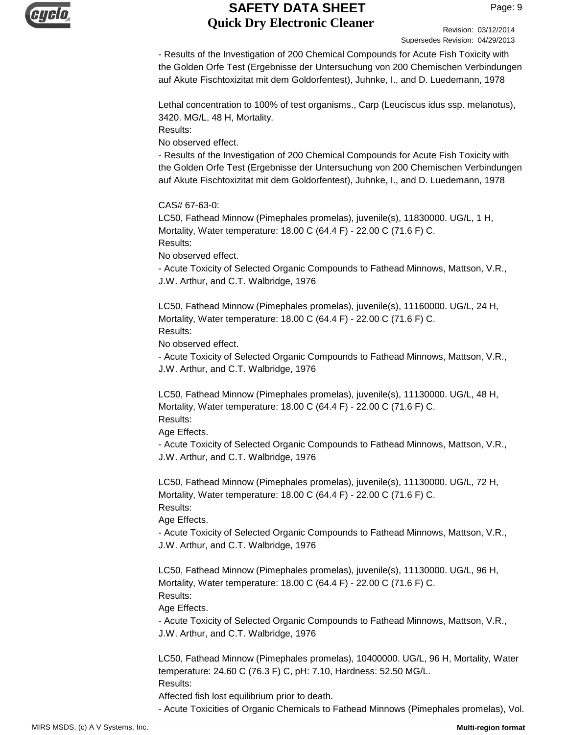- Results of the Investigation of 200 Chemical Compounds for Acute Fish Toxicity with the Golden Orfe Test (Ergebnisse der Untersuchung von 200 Chemischen Verbindungen auf Akute Fischtoxizitat mit dem Goldorfentest), Juhnke, I., and D. Luedemann, 1978

Lethal concentration to 100% of test organisms., Carp (Leuciscus idus ssp. melanotus), 3420. MG/L, 48 H, Mortality.
Results:
No observed effect.
- Results of the Investigation of 200 Chemical Compounds for Acute Fish Toxicity with the Golden Orfe Test (Ergebnisse der Untersuchung von 200 Chemischen Verbindungen auf Akute Fischtoxizitat mit dem Goldorfentest), Juhnke, I., and D. Luedemann, 1978

CAS# 67-63-0:
LC50, Fathead Minnow (Pimephales promelas), juvenile(s), 11830000. UG/L, 1 H, Mortality, Water temperature: 18.00 C (64.4 F) - 22.00 C (71.6 F) C.
Results:
No observed effect.
- Acute Toxicity of Selected Organic Compounds to Fathead Minnows, Mattson, V.R., J.W. Arthur, and C.T. Walbridge, 1976

LC50, Fathead Minnow (Pimephales promelas), juvenile(s), 11160000. UG/L, 24 H, Mortality, Water temperature: 18.00 C (64.4 F) - 22.00 C (71.6 F) C.
Results:
No observed effect.
- Acute Toxicity of Selected Organic Compounds to Fathead Minnows, Mattson, V.R., J.W. Arthur, and C.T. Walbridge, 1976

LC50, Fathead Minnow (Pimephales promelas), juvenile(s), 11130000. UG/L, 48 H, Mortality, Water temperature: 18.00 C (64.4 F) - 22.00 C (71.6 F) C.
Results:
Age Effects.
- Acute Toxicity of Selected Organic Compounds to Fathead Minnows, Mattson, V.R., J.W. Arthur, and C.T. Walbridge, 1976

LC50, Fathead Minnow (Pimephales promelas), juvenile(s), 11130000. UG/L, 72 H, Mortality, Water temperature: 18.00 C (64.4 F) - 22.00 C (71.6 F) C.
Results:
Age Effects.
- Acute Toxicity of Selected Organic Compounds to Fathead Minnows, Mattson, V.R., J.W. Arthur, and C.T. Walbridge, 1976

LC50, Fathead Minnow (Pimephales promelas), juvenile(s), 11130000. UG/L, 96 H, Mortality, Water temperature: 18.00 C (64.4 F) - 22.00 C (71.6 F) C.
Results:
Age Effects.
- Acute Toxicity of Selected Organic Compounds to Fathead Minnows, Mattson, V.R., J.W. Arthur, and C.T. Walbridge, 1976

LC50, Fathead Minnow (Pimephales promelas), 10400000. UG/L, 96 H, Mortality, Water temperature: 24.60 C (76.3 F) C, pH: 7.10, Hardness: 52.50 MG/L.
Results:
Affected fish lost equilibrium prior to death.
- Acute Toxicities of Organic Chemicals to Fathead Minnows (Pimephales promelas), Vol.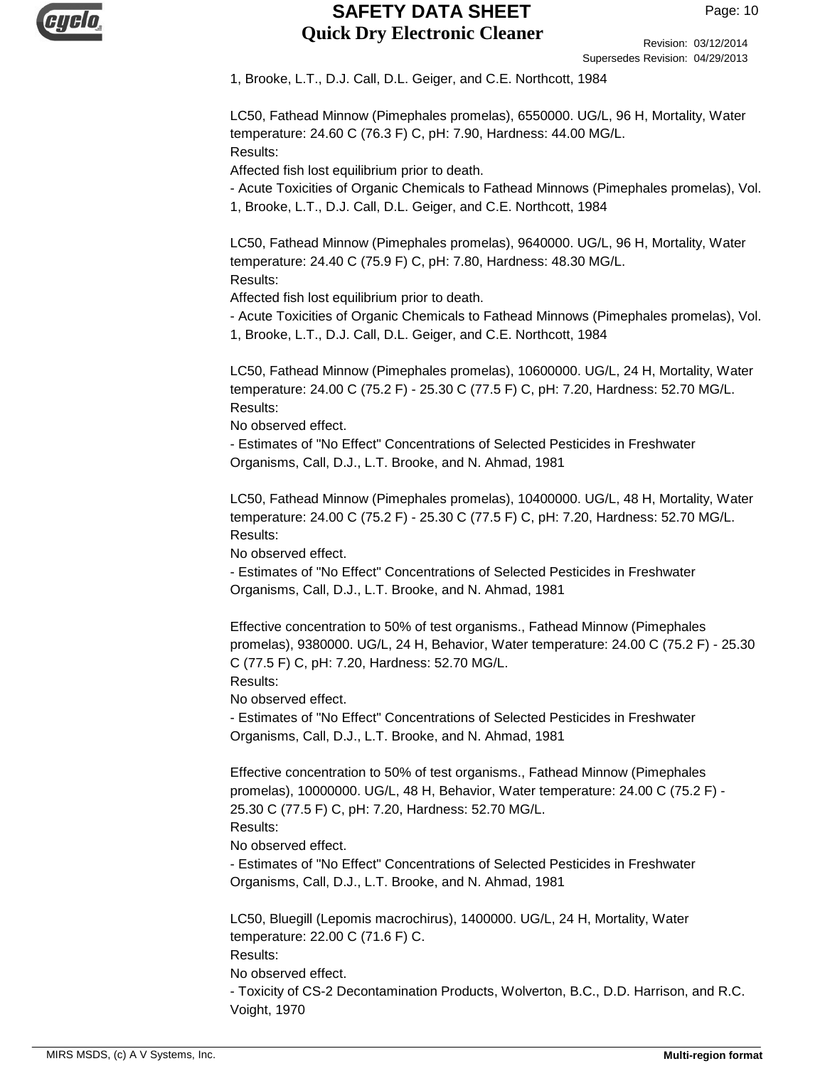1, Brooke, L.T., D.J. Call, D.L. Geiger, and C.E. Northcott, 1984

LC50, Fathead Minnow (Pimephales promelas), 6550000. UG/L, 96 H, Mortality, Water temperature: 24.60 C (76.3 F) C, pH: 7.90, Hardness: 44.00 MG/L.
Results:
Affected fish lost equilibrium prior to death.
- Acute Toxicities of Organic Chemicals to Fathead Minnows (Pimephales promelas), Vol. 1, Brooke, L.T., D.J. Call, D.L. Geiger, and C.E. Northcott, 1984

LC50, Fathead Minnow (Pimephales promelas), 9640000. UG/L, 96 H, Mortality, Water temperature: 24.40 C (75.9 F) C, pH: 7.80, Hardness: 48.30 MG/L.
Results:
Affected fish lost equilibrium prior to death.
- Acute Toxicities of Organic Chemicals to Fathead Minnows (Pimephales promelas), Vol. 1, Brooke, L.T., D.J. Call, D.L. Geiger, and C.E. Northcott, 1984

LC50, Fathead Minnow (Pimephales promelas), 10600000. UG/L, 24 H, Mortality, Water temperature: 24.00 C (75.2 F) - 25.30 C (77.5 F) C, pH: 7.20, Hardness: 52.70 MG/L.
Results:
No observed effect.
- Estimates of "No Effect" Concentrations of Selected Pesticides in Freshwater Organisms, Call, D.J., L.T. Brooke, and N. Ahmad, 1981

LC50, Fathead Minnow (Pimephales promelas), 10400000. UG/L, 48 H, Mortality, Water temperature: 24.00 C (75.2 F) - 25.30 C (77.5 F) C, pH: 7.20, Hardness: 52.70 MG/L.
Results:
No observed effect.
- Estimates of "No Effect" Concentrations of Selected Pesticides in Freshwater Organisms, Call, D.J., L.T. Brooke, and N. Ahmad, 1981

Effective concentration to 50% of test organisms., Fathead Minnow (Pimephales promelas), 9380000. UG/L, 24 H, Behavior, Water temperature: 24.00 C (75.2 F) - 25.30 C (77.5 F) C, pH: 7.20, Hardness: 52.70 MG/L.
Results:
No observed effect.
- Estimates of "No Effect" Concentrations of Selected Pesticides in Freshwater Organisms, Call, D.J., L.T. Brooke, and N. Ahmad, 1981

Effective concentration to 50% of test organisms., Fathead Minnow (Pimephales promelas), 10000000. UG/L, 48 H, Behavior, Water temperature: 24.00 C (75.2 F) - 25.30 C (77.5 F) C, pH: 7.20, Hardness: 52.70 MG/L.
Results:
No observed effect.
- Estimates of "No Effect" Concentrations of Selected Pesticides in Freshwater Organisms, Call, D.J., L.T. Brooke, and N. Ahmad, 1981

LC50, Bluegill (Lepomis macrochirus), 1400000. UG/L, 24 H, Mortality, Water temperature: 22.00 C (71.6 F) C.
Results:
No observed effect.
- Toxicity of CS-2 Decontamination Products, Wolverton, B.C., D.D. Harrison, and R.C. Voight, 1970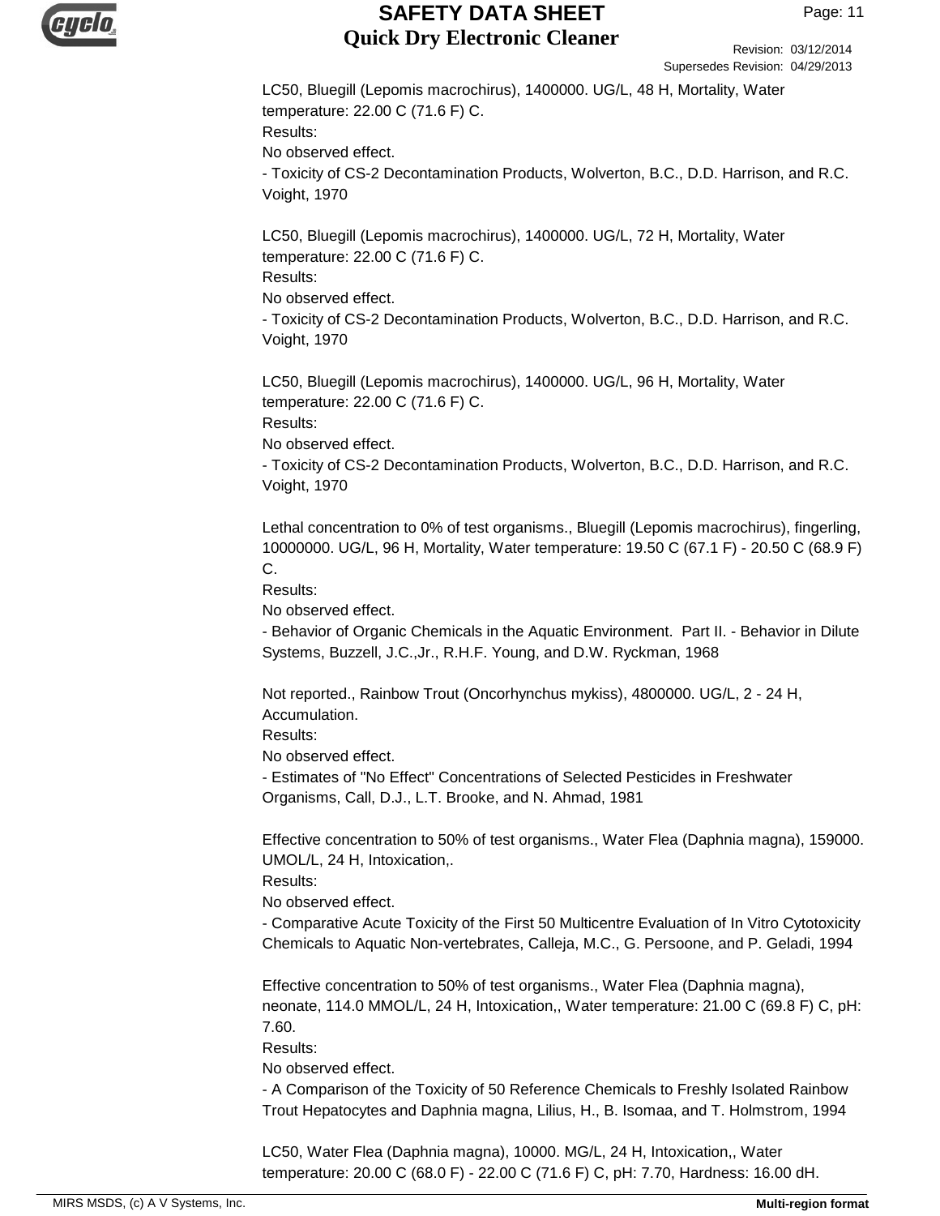LC50, Bluegill (Lepomis macrochirus), 1400000. UG/L, 48 H, Mortality, Water temperature: 22.00 C (71.6 F) C.
Results:
No observed effect.
- Toxicity of CS-2 Decontamination Products, Wolverton, B.C., D.D. Harrison, and R.C. Voight, 1970

LC50, Bluegill (Lepomis macrochirus), 1400000. UG/L, 72 H, Mortality, Water temperature: 22.00 C (71.6 F) C.
Results:
No observed effect.
- Toxicity of CS-2 Decontamination Products, Wolverton, B.C., D.D. Harrison, and R.C. Voight, 1970

LC50, Bluegill (Lepomis macrochirus), 1400000. UG/L, 96 H, Mortality, Water temperature: 22.00 C (71.6 F) C.
Results:
No observed effect.
- Toxicity of CS-2 Decontamination Products, Wolverton, B.C., D.D. Harrison, and R.C. Voight, 1970

Lethal concentration to 0% of test organisms., Bluegill (Lepomis macrochirus), fingerling, 10000000. UG/L, 96 H, Mortality, Water temperature: 19.50 C (67.1 F) - 20.50 C (68.9 F) C.
Results:
No observed effect.
- Behavior of Organic Chemicals in the Aquatic Environment. Part II. - Behavior in Dilute Systems, Buzzell, J.C.,Jr., R.H.F. Young, and D.W. Ryckman, 1968

Not reported., Rainbow Trout (Oncorhynchus mykiss), 4800000. UG/L, 2 - 24 H, Accumulation.
Results:
No observed effect.
- Estimates of "No Effect" Concentrations of Selected Pesticides in Freshwater Organisms, Call, D.J., L.T. Brooke, and N. Ahmad, 1981

Effective concentration to 50% of test organisms., Water Flea (Daphnia magna), 159000. UMOL/L, 24 H, Intoxication,.
Results:
No observed effect.
- Comparative Acute Toxicity of the First 50 Multicentre Evaluation of In Vitro Cytotoxicity Chemicals to Aquatic Non-vertebrates, Calleja, M.C., G. Persoone, and P. Geladi, 1994

Effective concentration to 50% of test organisms., Water Flea (Daphnia magna), neonate, 114.0 MMOL/L, 24 H, Intoxication,, Water temperature: 21.00 C (69.8 F) C, pH: 7.60.
Results:
No observed effect.
- A Comparison of the Toxicity of 50 Reference Chemicals to Freshly Isolated Rainbow Trout Hepatocytes and Daphnia magna, Lilius, H., B. Isomaa, and T. Holmstrom, 1994

LC50, Water Flea (Daphnia magna), 10000. MG/L, 24 H, Intoxication,, Water temperature: 20.00 C (68.0 F) - 22.00 C (71.6 F) C, pH: 7.70, Hardness: 16.00 dH.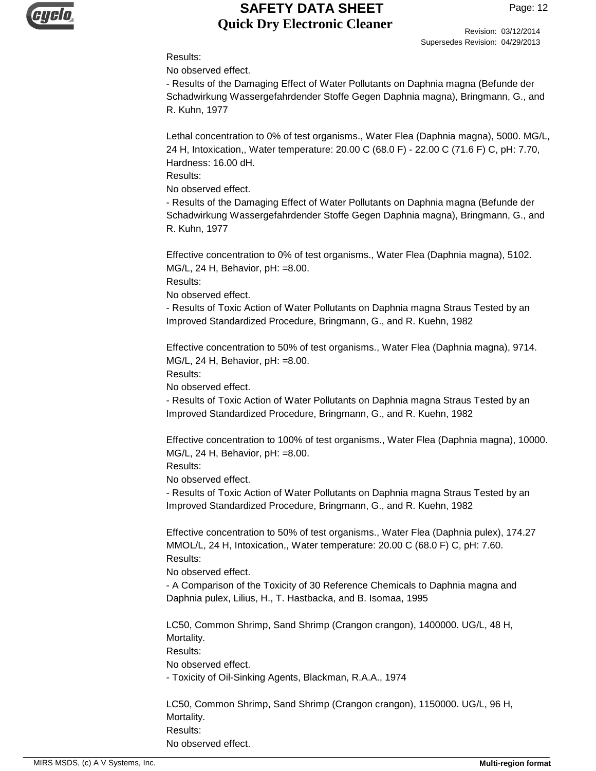Results:
No observed effect.
- Results of the Damaging Effect of Water Pollutants on Daphnia magna (Befunde der Schadwirkung Wassergefahrdender Stoffe Gegen Daphnia magna), Bringmann, G., and R. Kuhn, 1977

Lethal concentration to 0% of test organisms., Water Flea (Daphnia magna), 5000. MG/L, 24 H, Intoxication,, Water temperature: 20.00 C (68.0 F) - 22.00 C (71.6 F) C, pH: 7.70, Hardness: 16.00 dH.
Results:
No observed effect.
- Results of the Damaging Effect of Water Pollutants on Daphnia magna (Befunde der Schadwirkung Wassergefahrdender Stoffe Gegen Daphnia magna), Bringmann, G., and R. Kuhn, 1977

Effective concentration to 0% of test organisms., Water Flea (Daphnia magna), 5102. MG/L, 24 H, Behavior, pH: =8.00.
Results:
No observed effect.
- Results of Toxic Action of Water Pollutants on Daphnia magna Straus Tested by an Improved Standardized Procedure, Bringmann, G., and R. Kuehn, 1982

Effective concentration to 50% of test organisms., Water Flea (Daphnia magna), 9714. MG/L, 24 H, Behavior, pH: =8.00.
Results:
No observed effect.
- Results of Toxic Action of Water Pollutants on Daphnia magna Straus Tested by an Improved Standardized Procedure, Bringmann, G., and R. Kuehn, 1982

Effective concentration to 100% of test organisms., Water Flea (Daphnia magna), 10000. MG/L, 24 H, Behavior, pH: =8.00.
Results:
No observed effect.
- Results of Toxic Action of Water Pollutants on Daphnia magna Straus Tested by an Improved Standardized Procedure, Bringmann, G., and R. Kuehn, 1982

Effective concentration to 50% of test organisms., Water Flea (Daphnia pulex), 174.27 MMOL/L, 24 H, Intoxication,, Water temperature: 20.00 C (68.0 F) C, pH: 7.60.
Results:
No observed effect.
- A Comparison of the Toxicity of 30 Reference Chemicals to Daphnia magna and Daphnia pulex, Lilius, H., T. Hastbacka, and B. Isomaa, 1995

LC50, Common Shrimp, Sand Shrimp (Crangon crangon), 1400000. UG/L, 48 H, Mortality.
Results:
No observed effect.
- Toxicity of Oil-Sinking Agents, Blackman, R.A.A., 1974

LC50, Common Shrimp, Sand Shrimp (Crangon crangon), 1150000. UG/L, 96 H, Mortality.
Results:
No observed effect.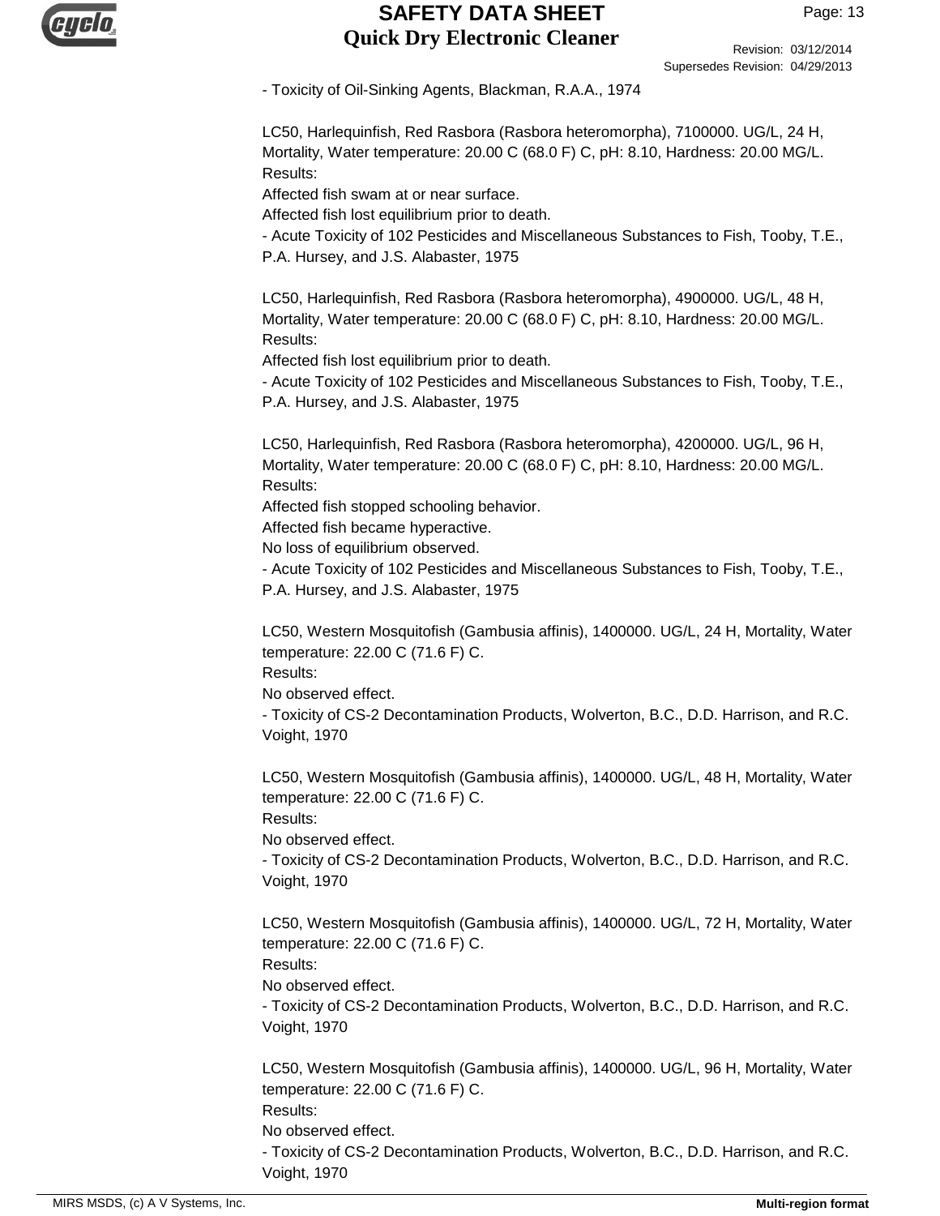- Toxicity of Oil-Sinking Agents, Blackman, R.A.A., 1974

LC50, Harlequinfish, Red Rasbora (Rasbora heteromorpha), 7100000. UG/L, 24 H, Mortality, Water temperature: 20.00 C (68.0 F) C, pH: 8.10, Hardness: 20.00 MG/L.
Results:
Affected fish swam at or near surface.
Affected fish lost equilibrium prior to death.
- Acute Toxicity of 102 Pesticides and Miscellaneous Substances to Fish, Tooby, T.E., P.A. Hursey, and J.S. Alabaster, 1975

LC50, Harlequinfish, Red Rasbora (Rasbora heteromorpha), 4900000. UG/L, 48 H, Mortality, Water temperature: 20.00 C (68.0 F) C, pH: 8.10, Hardness: 20.00 MG/L.
Results:
Affected fish lost equilibrium prior to death.
- Acute Toxicity of 102 Pesticides and Miscellaneous Substances to Fish, Tooby, T.E., P.A. Hursey, and J.S. Alabaster, 1975

LC50, Harlequinfish, Red Rasbora (Rasbora heteromorpha), 4200000. UG/L, 96 H, Mortality, Water temperature: 20.00 C (68.0 F) C, pH: 8.10, Hardness: 20.00 MG/L.
Results:
Affected fish stopped schooling behavior.
Affected fish became hyperactive.
No loss of equilibrium observed.
- Acute Toxicity of 102 Pesticides and Miscellaneous Substances to Fish, Tooby, T.E., P.A. Hursey, and J.S. Alabaster, 1975

LC50, Western Mosquitofish (Gambusia affinis), 1400000. UG/L, 24 H, Mortality, Water temperature: 22.00 C (71.6 F) C.
Results:
No observed effect.
- Toxicity of CS-2 Decontamination Products, Wolverton, B.C., D.D. Harrison, and R.C. Voight, 1970

LC50, Western Mosquitofish (Gambusia affinis), 1400000. UG/L, 48 H, Mortality, Water temperature: 22.00 C (71.6 F) C.
Results:
No observed effect.
- Toxicity of CS-2 Decontamination Products, Wolverton, B.C., D.D. Harrison, and R.C. Voight, 1970

LC50, Western Mosquitofish (Gambusia affinis), 1400000. UG/L, 72 H, Mortality, Water temperature: 22.00 C (71.6 F) C.
Results:
No observed effect.
- Toxicity of CS-2 Decontamination Products, Wolverton, B.C., D.D. Harrison, and R.C. Voight, 1970

LC50, Western Mosquitofish (Gambusia affinis), 1400000. UG/L, 96 H, Mortality, Water temperature: 22.00 C (71.6 F) C.
Results:
No observed effect.
- Toxicity of CS-2 Decontamination Products, Wolverton, B.C., D.D. Harrison, and R.C. Voight, 1970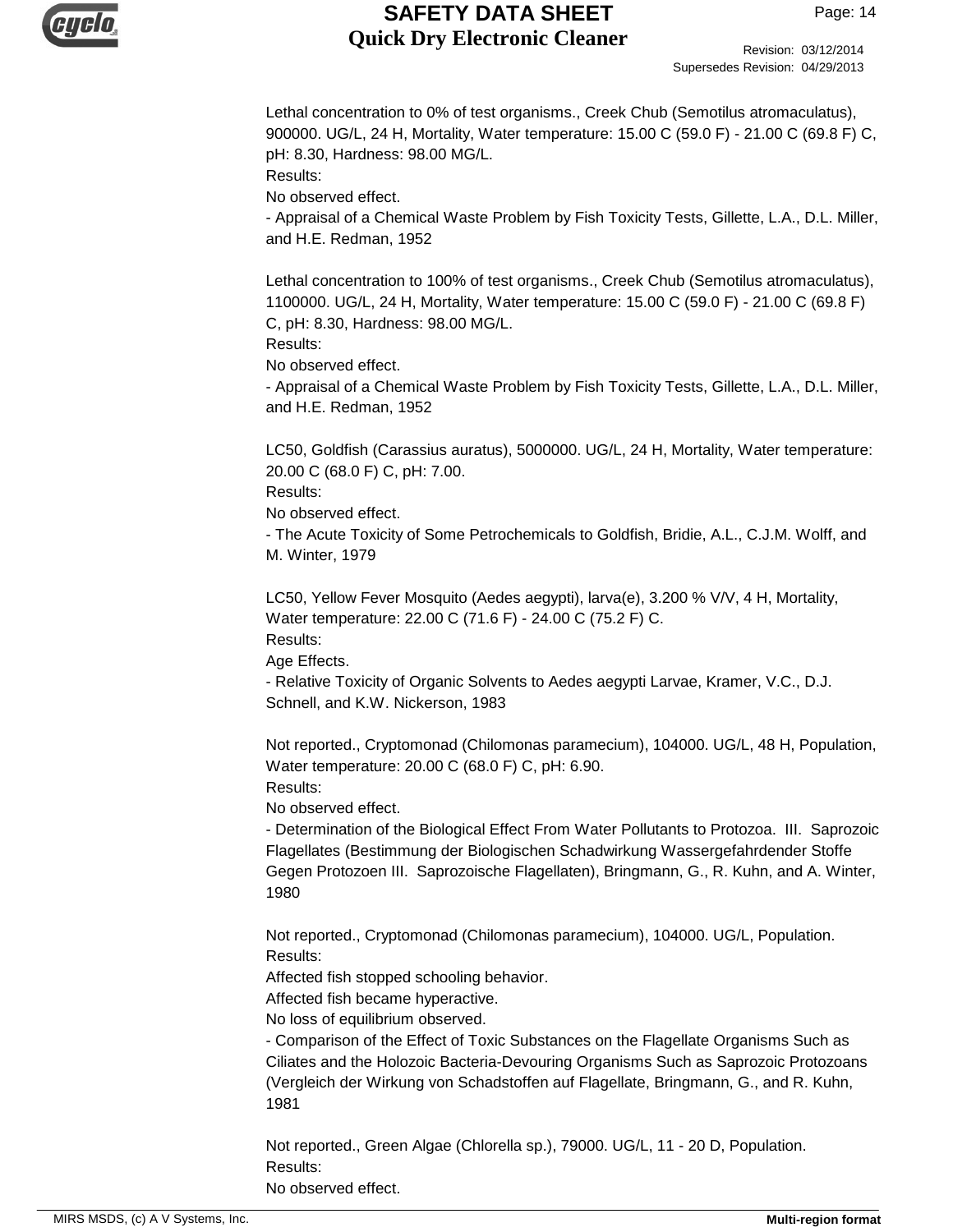Lethal concentration to 0% of test organisms., Creek Chub (Semotilus atromaculatus), 900000. UG/L, 24 H, Mortality, Water temperature: 15.00 C (59.0 F) - 21.00 C (69.8 F) C, pH: 8.30, Hardness: 98.00 MG/L.
Results:
No observed effect.
- Appraisal of a Chemical Waste Problem by Fish Toxicity Tests, Gillette, L.A., D.L. Miller, and H.E. Redman, 1952

Lethal concentration to 100% of test organisms., Creek Chub (Semotilus atromaculatus), 1100000. UG/L, 24 H, Mortality, Water temperature: 15.00 C (59.0 F) - 21.00 C (69.8 F) C, pH: 8.30, Hardness: 98.00 MG/L.
Results:
No observed effect.
- Appraisal of a Chemical Waste Problem by Fish Toxicity Tests, Gillette, L.A., D.L. Miller, and H.E. Redman, 1952

LC50, Goldfish (Carassius auratus), 5000000. UG/L, 24 H, Mortality, Water temperature: 20.00 C (68.0 F) C, pH: 7.00.
Results:
No observed effect.
- The Acute Toxicity of Some Petrochemicals to Goldfish, Bridie, A.L., C.J.M. Wolff, and M. Winter, 1979

LC50, Yellow Fever Mosquito (Aedes aegypti), larva(e), 3.200 % V/V, 4 H, Mortality, Water temperature: 22.00 C (71.6 F) - 24.00 C (75.2 F) C.
Results:
Age Effects.
- Relative Toxicity of Organic Solvents to Aedes aegypti Larvae, Kramer, V.C., D.J. Schnell, and K.W. Nickerson, 1983

Not reported., Cryptomonad (Chilomonas paramecium), 104000. UG/L, 48 H, Population, Water temperature: 20.00 C (68.0 F) C, pH: 6.90.
Results:
No observed effect.
- Determination of the Biological Effect From Water Pollutants to Protozoa. III. Saprozoic Flagellates (Bestimmung der Biologischen Schadwirkung Wassergefahrdender Stoffe Gegen Protozoen III. Saprozoische Flagellaten), Bringmann, G., R. Kuhn, and A. Winter, 1980

Not reported., Cryptomonad (Chilomonas paramecium), 104000. UG/L, Population.
Results:
Affected fish stopped schooling behavior.
Affected fish became hyperactive.
No loss of equilibrium observed.
- Comparison of the Effect of Toxic Substances on the Flagellate Organisms Such as Ciliates and the Holozoic Bacteria-Devouring Organisms Such as Saprozoic Protozoans (Vergleich der Wirkung von Schadstoffen auf Flagellate, Bringmann, G., and R. Kuhn, 1981

Not reported., Green Algae (Chlorella sp.), 79000. UG/L, 11 - 20 D, Population.
Results:
No observed effect.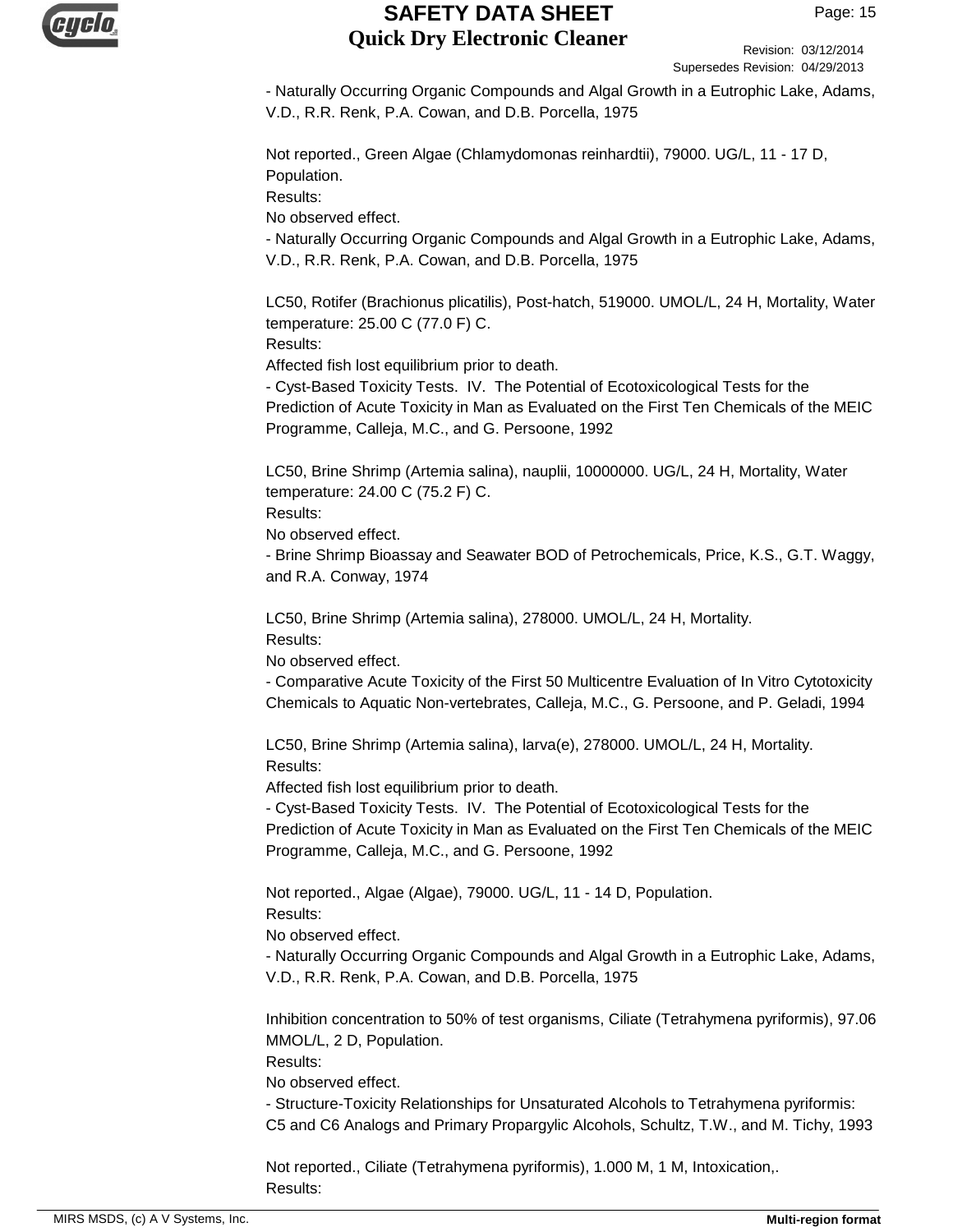- Naturally Occurring Organic Compounds and Algal Growth in a Eutrophic Lake, Adams, V.D., R.R. Renk, P.A. Cowan, and D.B. Porcella, 1975

Not reported., Green Algae (Chlamydomonas reinhardtii), 79000. UG/L, 11 - 17 D, Population.
Results:
No observed effect.
- Naturally Occurring Organic Compounds and Algal Growth in a Eutrophic Lake, Adams, V.D., R.R. Renk, P.A. Cowan, and D.B. Porcella, 1975

LC50, Rotifer (Brachionus plicatilis), Post-hatch, 519000. UMOL/L, 24 H, Mortality, Water temperature: 25.00 C (77.0 F) C.
Results:
Affected fish lost equilibrium prior to death.
- Cyst-Based Toxicity Tests. IV. The Potential of Ecotoxicological Tests for the Prediction of Acute Toxicity in Man as Evaluated on the First Ten Chemicals of the MEIC Programme, Calleja, M.C., and G. Persoone, 1992

LC50, Brine Shrimp (Artemia salina), nauplii, 10000000. UG/L, 24 H, Mortality, Water temperature: 24.00 C (75.2 F) C.
Results:
No observed effect.
- Brine Shrimp Bioassay and Seawater BOD of Petrochemicals, Price, K.S., G.T. Waggy, and R.A. Conway, 1974

LC50, Brine Shrimp (Artemia salina), 278000. UMOL/L, 24 H, Mortality.
Results:
No observed effect.
- Comparative Acute Toxicity of the First 50 Multicentre Evaluation of In Vitro Cytotoxicity Chemicals to Aquatic Non-vertebrates, Calleja, M.C., G. Persoone, and P. Geladi, 1994

LC50, Brine Shrimp (Artemia salina), larva(e), 278000. UMOL/L, 24 H, Mortality.
Results:
Affected fish lost equilibrium prior to death.
- Cyst-Based Toxicity Tests. IV. The Potential of Ecotoxicological Tests for the Prediction of Acute Toxicity in Man as Evaluated on the First Ten Chemicals of the MEIC Programme, Calleja, M.C., and G. Persoone, 1992

Not reported., Algae (Algae), 79000. UG/L, 11 - 14 D, Population.
Results:
No observed effect.
- Naturally Occurring Organic Compounds and Algal Growth in a Eutrophic Lake, Adams, V.D., R.R. Renk, P.A. Cowan, and D.B. Porcella, 1975

Inhibition concentration to 50% of test organisms, Ciliate (Tetrahymena pyriformis), 97.06 MMOL/L, 2 D, Population.
Results:
No observed effect.
- Structure-Toxicity Relationships for Unsaturated Alcohols to Tetrahymena pyriformis: C5 and C6 Analogs and Primary Propargylic Alcohols, Schultz, T.W., and M. Tichy, 1993

Not reported., Ciliate (Tetrahymena pyriformis), 1.000 M, 1 M, Intoxication,.
Results: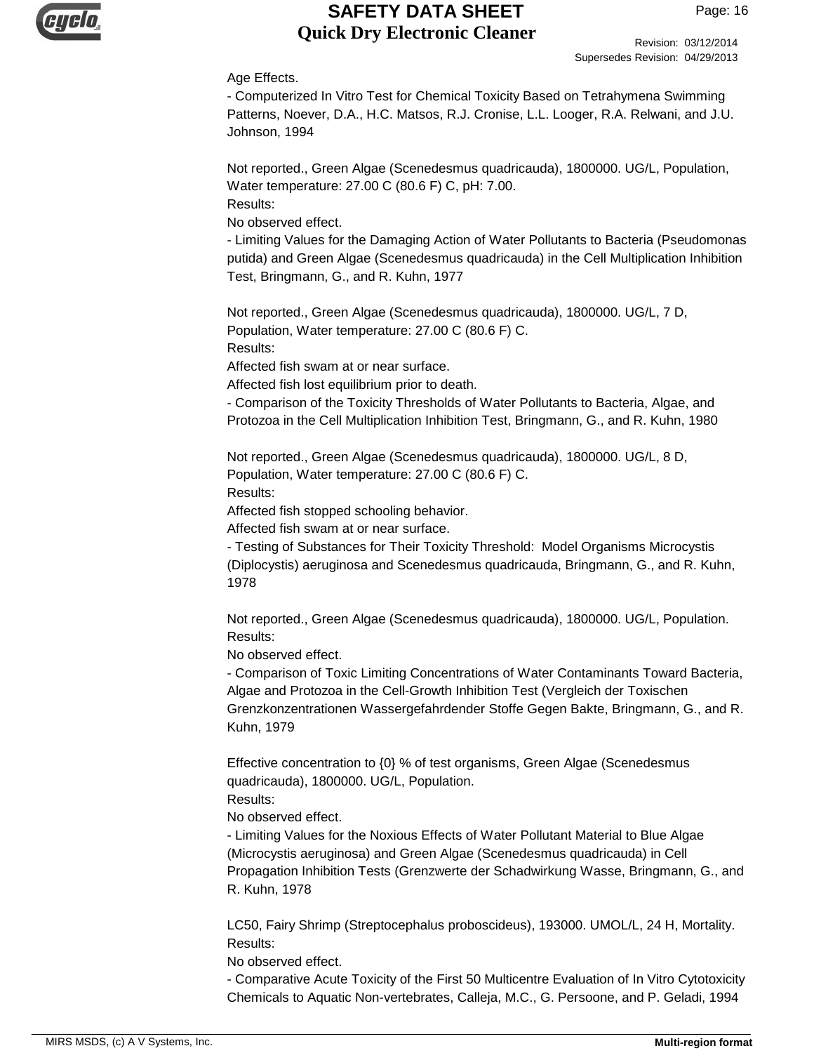Age Effects.
- Computerized In Vitro Test for Chemical Toxicity Based on Tetrahymena Swimming Patterns, Noever, D.A., H.C. Matsos, R.J. Cronise, L.L. Looger, R.A. Relwani, and J.U. Johnson, 1994

Not reported., Green Algae (Scenedesmus quadricauda), 1800000. UG/L, Population, Water temperature: 27.00 C (80.6 F) C, pH: 7.00.
Results:
No observed effect.
- Limiting Values for the Damaging Action of Water Pollutants to Bacteria (Pseudomonas putida) and Green Algae (Scenedesmus quadricauda) in the Cell Multiplication Inhibition Test, Bringmann, G., and R. Kuhn, 1977

Not reported., Green Algae (Scenedesmus quadricauda), 1800000. UG/L, 7 D, Population, Water temperature: 27.00 C (80.6 F) C.
Results:
Affected fish swam at or near surface.
Affected fish lost equilibrium prior to death.
- Comparison of the Toxicity Thresholds of Water Pollutants to Bacteria, Algae, and Protozoa in the Cell Multiplication Inhibition Test, Bringmann, G., and R. Kuhn, 1980

Not reported., Green Algae (Scenedesmus quadricauda), 1800000. UG/L, 8 D, Population, Water temperature: 27.00 C (80.6 F) C.
Results:
Affected fish stopped schooling behavior.
Affected fish swam at or near surface.
- Testing of Substances for Their Toxicity Threshold: Model Organisms Microcystis (Diplocystis) aeruginosa and Scenedesmus quadricauda, Bringmann, G., and R. Kuhn, 1978

Not reported., Green Algae (Scenedesmus quadricauda), 1800000. UG/L, Population.
Results:
No observed effect.
- Comparison of Toxic Limiting Concentrations of Water Contaminants Toward Bacteria, Algae and Protozoa in the Cell-Growth Inhibition Test (Vergleich der Toxischen Grenzkonzentrationen Wassergefahrdender Stoffe Gegen Bakte, Bringmann, G., and R. Kuhn, 1979

Effective concentration to {0} % of test organisms, Green Algae (Scenedesmus quadricauda), 1800000. UG/L, Population.
Results:
No observed effect.
- Limiting Values for the Noxious Effects of Water Pollutant Material to Blue Algae (Microcystis aeruginosa) and Green Algae (Scenedesmus quadricauda) in Cell Propagation Inhibition Tests (Grenzwerte der Schadwirkung Wasse, Bringmann, G., and R. Kuhn, 1978

LC50, Fairy Shrimp (Streptocephalus proboscideus), 193000. UMOL/L, 24 H, Mortality.
Results:
No observed effect.
- Comparative Acute Toxicity of the First 50 Multicentre Evaluation of In Vitro Cytotoxicity Chemicals to Aquatic Non-vertebrates, Calleja, M.C., G. Persoone, and P. Geladi, 1994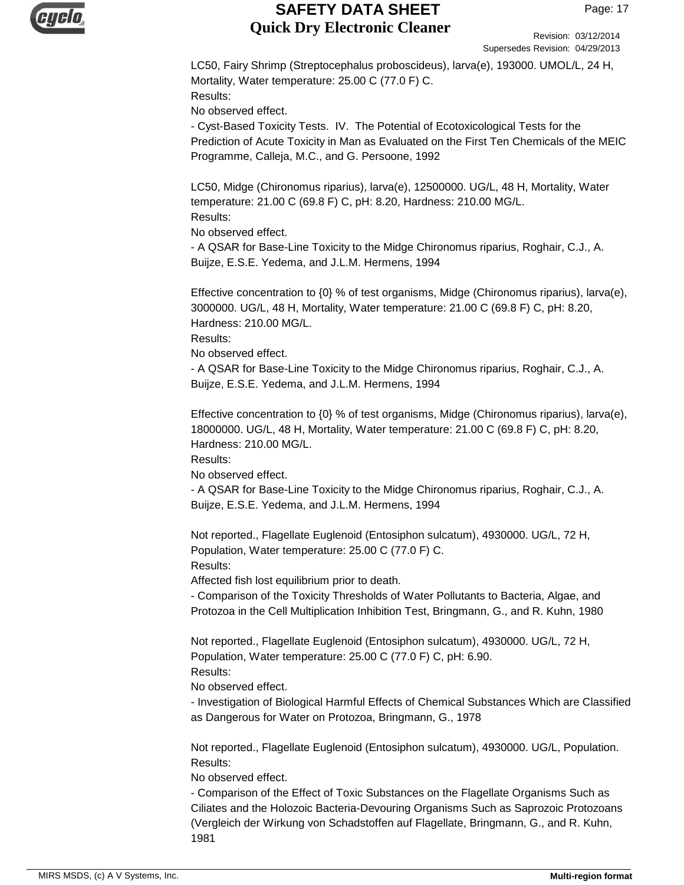LC50, Fairy Shrimp (Streptocephalus proboscideus), larva(e), 193000. UMOL/L, 24 H, Mortality, Water temperature: 25.00 C (77.0 F) C.
Results:
No observed effect.
- Cyst-Based Toxicity Tests. IV. The Potential of Ecotoxicological Tests for the Prediction of Acute Toxicity in Man as Evaluated on the First Ten Chemicals of the MEIC Programme, Calleja, M.C., and G. Persoone, 1992

LC50, Midge (Chironomus riparius), larva(e), 12500000. UG/L, 48 H, Mortality, Water temperature: 21.00 C (69.8 F) C, pH: 8.20, Hardness: 210.00 MG/L.
Results:
No observed effect.
- A QSAR for Base-Line Toxicity to the Midge Chironomus riparius, Roghair, C.J., A. Buijze, E.S.E. Yedema, and J.L.M. Hermens, 1994

Effective concentration to {0} % of test organisms, Midge (Chironomus riparius), larva(e), 3000000. UG/L, 48 H, Mortality, Water temperature: 21.00 C (69.8 F) C, pH: 8.20, Hardness: 210.00 MG/L.
Results:
No observed effect.
- A QSAR for Base-Line Toxicity to the Midge Chironomus riparius, Roghair, C.J., A. Buijze, E.S.E. Yedema, and J.L.M. Hermens, 1994

Effective concentration to {0} % of test organisms, Midge (Chironomus riparius), larva(e), 18000000. UG/L, 48 H, Mortality, Water temperature: 21.00 C (69.8 F) C, pH: 8.20, Hardness: 210.00 MG/L.
Results:
No observed effect.
- A QSAR for Base-Line Toxicity to the Midge Chironomus riparius, Roghair, C.J., A. Buijze, E.S.E. Yedema, and J.L.M. Hermens, 1994

Not reported., Flagellate Euglenoid (Entosiphon sulcatum), 4930000. UG/L, 72 H, Population, Water temperature: 25.00 C (77.0 F) C.
Results:
Affected fish lost equilibrium prior to death.
- Comparison of the Toxicity Thresholds of Water Pollutants to Bacteria, Algae, and Protozoa in the Cell Multiplication Inhibition Test, Bringmann, G., and R. Kuhn, 1980

Not reported., Flagellate Euglenoid (Entosiphon sulcatum), 4930000. UG/L, 72 H, Population, Water temperature: 25.00 C (77.0 F) C, pH: 6.90.
Results:
No observed effect.
- Investigation of Biological Harmful Effects of Chemical Substances Which are Classified as Dangerous for Water on Protozoa, Bringmann, G., 1978

Not reported., Flagellate Euglenoid (Entosiphon sulcatum), 4930000. UG/L, Population.
Results:
No observed effect.
- Comparison of the Effect of Toxic Substances on the Flagellate Organisms Such as Ciliates and the Holozoic Bacteria-Devouring Organisms Such as Saprozoic Protozoans (Vergleich der Wirkung von Schadstoffen auf Flagellate, Bringmann, G., and R. Kuhn, 1981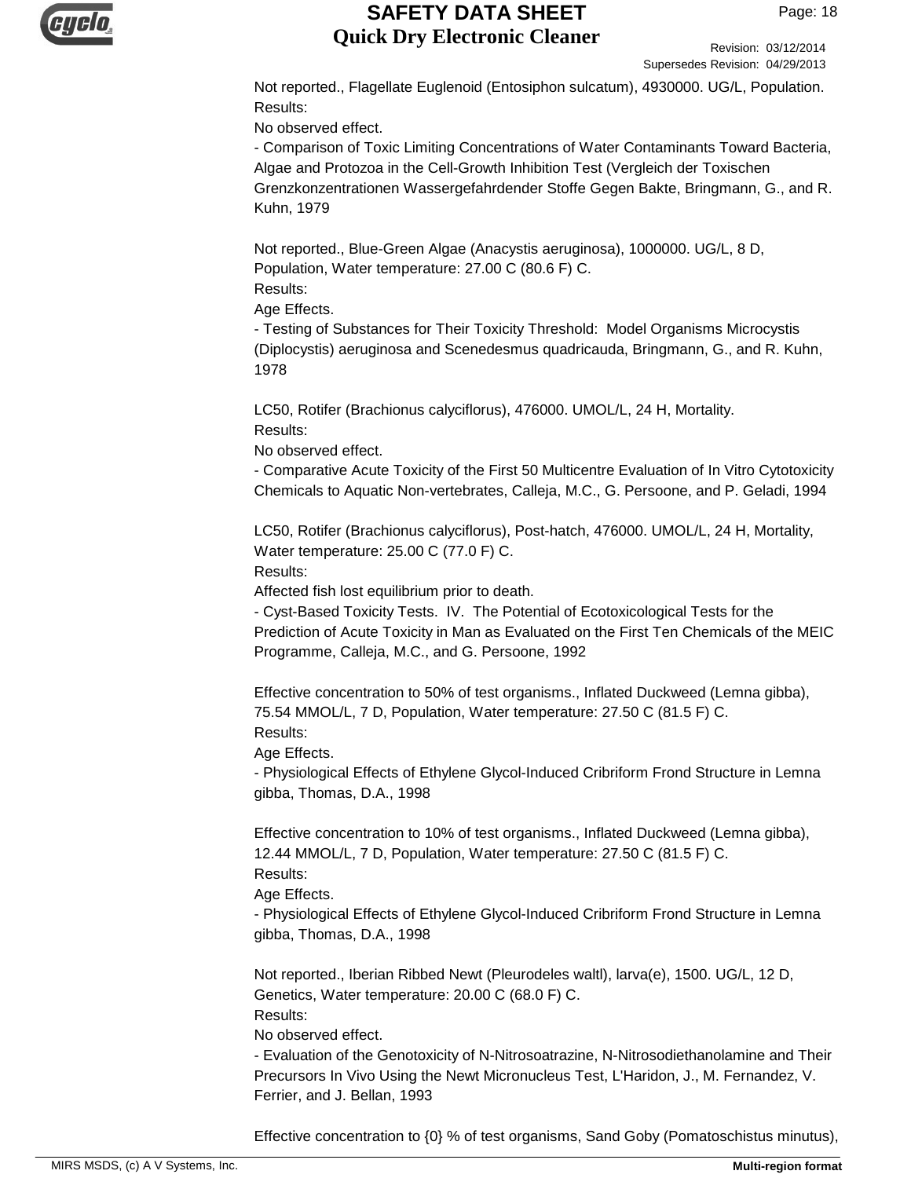Not reported., Flagellate Euglenoid (Entosiphon sulcatum), 4930000. UG/L, Population.
Results:
No observed effect.
- Comparison of Toxic Limiting Concentrations of Water Contaminants Toward Bacteria, Algae and Protozoa in the Cell-Growth Inhibition Test (Vergleich der Toxischen Grenzkonzentrationen Wassergefahrdender Stoffe Gegen Bakte, Bringmann, G., and R. Kuhn, 1979

Not reported., Blue-Green Algae (Anacystis aeruginosa), 1000000. UG/L, 8 D, Population, Water temperature: 27.00 C (80.6 F) C.
Results:
Age Effects.
- Testing of Substances for Their Toxicity Threshold: Model Organisms Microcystis (Diplocystis) aeruginosa and Scenedesmus quadricauda, Bringmann, G., and R. Kuhn, 1978

LC50, Rotifer (Brachionus calyciflorus), 476000. UMOL/L, 24 H, Mortality.
Results:
No observed effect.
- Comparative Acute Toxicity of the First 50 Multicentre Evaluation of In Vitro Cytotoxicity Chemicals to Aquatic Non-vertebrates, Calleja, M.C., G. Persoone, and P. Geladi, 1994

LC50, Rotifer (Brachionus calyciflorus), Post-hatch, 476000. UMOL/L, 24 H, Mortality, Water temperature: 25.00 C (77.0 F) C.
Results:
Affected fish lost equilibrium prior to death.
- Cyst-Based Toxicity Tests. IV. The Potential of Ecotoxicological Tests for the Prediction of Acute Toxicity in Man as Evaluated on the First Ten Chemicals of the MEIC Programme, Calleja, M.C., and G. Persoone, 1992

Effective concentration to 50% of test organisms., Inflated Duckweed (Lemna gibba), 75.54 MMOL/L, 7 D, Population, Water temperature: 27.50 C (81.5 F) C.
Results:
Age Effects.
- Physiological Effects of Ethylene Glycol-Induced Cribriform Frond Structure in Lemna gibba, Thomas, D.A., 1998

Effective concentration to 10% of test organisms., Inflated Duckweed (Lemna gibba), 12.44 MMOL/L, 7 D, Population, Water temperature: 27.50 C (81.5 F) C.
Results:
Age Effects.
- Physiological Effects of Ethylene Glycol-Induced Cribriform Frond Structure in Lemna gibba, Thomas, D.A., 1998

Not reported., Iberian Ribbed Newt (Pleurodeles waltl), larva(e), 1500. UG/L, 12 D, Genetics, Water temperature: 20.00 C (68.0 F) C.
Results:
No observed effect.
- Evaluation of the Genotoxicity of N-Nitrosoatrazine, N-Nitrosodiethanolamine and Their Precursors In Vivo Using the Newt Micronucleus Test, L'Haridon, J., M. Fernandez, V. Ferrier, and J. Bellan, 1993

Effective concentration to {0} % of test organisms, Sand Goby (Pomatoschistus minutus),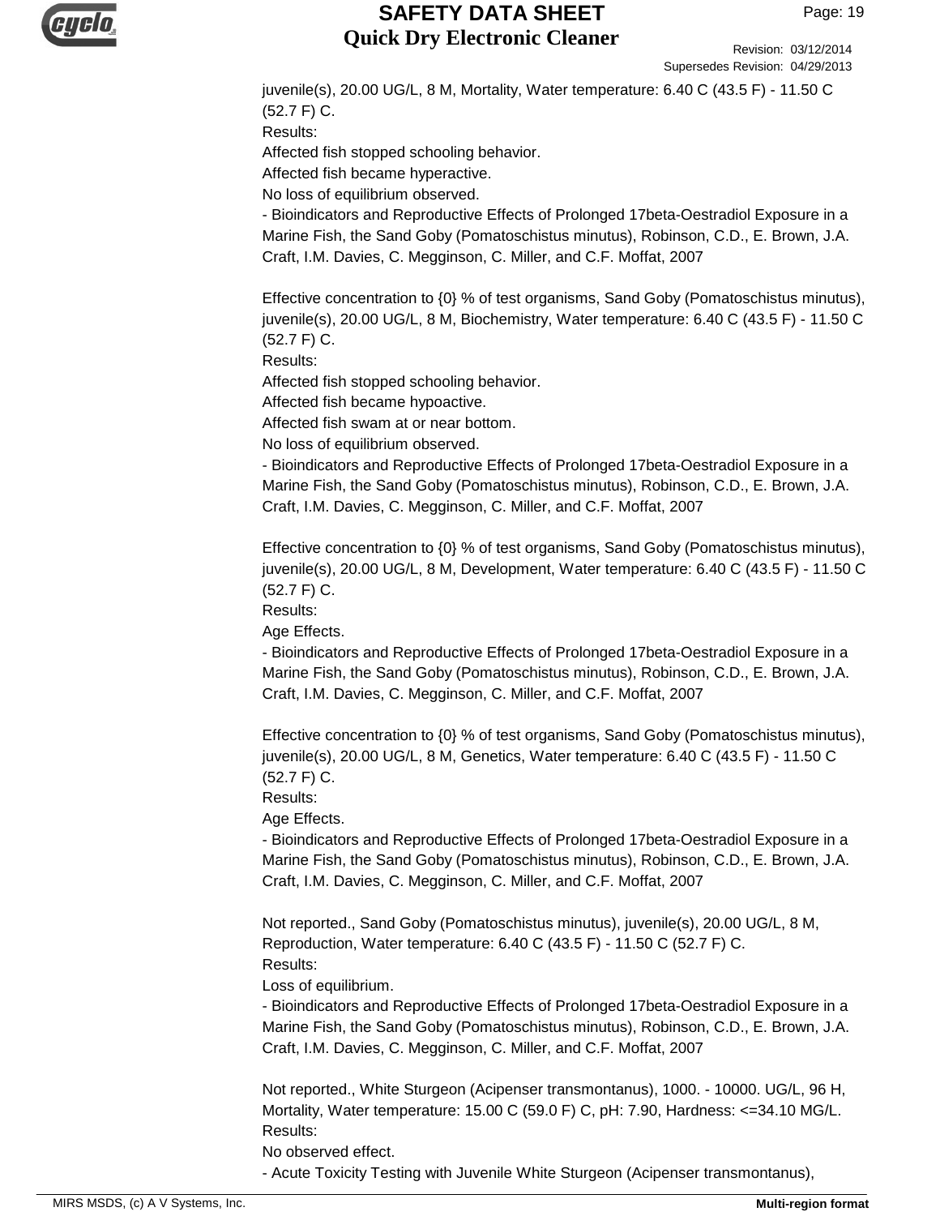juvenile(s), 20.00 UG/L, 8 M, Mortality, Water temperature: 6.40 C (43.5 F) - 11.50 C (52.7 F) C.
Results:
Affected fish stopped schooling behavior.
Affected fish became hyperactive.
No loss of equilibrium observed.
- Bioindicators and Reproductive Effects of Prolonged 17beta-Oestradiol Exposure in a Marine Fish, the Sand Goby (Pomatoschistus minutus), Robinson, C.D., E. Brown, J.A. Craft, I.M. Davies, C. Megginson, C. Miller, and C.F. Moffat, 2007

Effective concentration to {0} % of test organisms, Sand Goby (Pomatoschistus minutus), juvenile(s), 20.00 UG/L, 8 M, Biochemistry, Water temperature: 6.40 C (43.5 F) - 11.50 C (52.7 F) C.
Results:
Affected fish stopped schooling behavior.
Affected fish became hypoactive.
Affected fish swam at or near bottom.
No loss of equilibrium observed.
- Bioindicators and Reproductive Effects of Prolonged 17beta-Oestradiol Exposure in a Marine Fish, the Sand Goby (Pomatoschistus minutus), Robinson, C.D., E. Brown, J.A. Craft, I.M. Davies, C. Megginson, C. Miller, and C.F. Moffat, 2007

Effective concentration to {0} % of test organisms, Sand Goby (Pomatoschistus minutus), juvenile(s), 20.00 UG/L, 8 M, Development, Water temperature: 6.40 C (43.5 F) - 11.50 C (52.7 F) C.
Results:
Age Effects.
- Bioindicators and Reproductive Effects of Prolonged 17beta-Oestradiol Exposure in a Marine Fish, the Sand Goby (Pomatoschistus minutus), Robinson, C.D., E. Brown, J.A. Craft, I.M. Davies, C. Megginson, C. Miller, and C.F. Moffat, 2007

Effective concentration to {0} % of test organisms, Sand Goby (Pomatoschistus minutus), juvenile(s), 20.00 UG/L, 8 M, Genetics, Water temperature: 6.40 C (43.5 F) - 11.50 C (52.7 F) C.
Results:
Age Effects.
- Bioindicators and Reproductive Effects of Prolonged 17beta-Oestradiol Exposure in a Marine Fish, the Sand Goby (Pomatoschistus minutus), Robinson, C.D., E. Brown, J.A. Craft, I.M. Davies, C. Megginson, C. Miller, and C.F. Moffat, 2007

Not reported., Sand Goby (Pomatoschistus minutus), juvenile(s), 20.00 UG/L, 8 M, Reproduction, Water temperature: 6.40 C (43.5 F) - 11.50 C (52.7 F) C.
Results:
Loss of equilibrium.
- Bioindicators and Reproductive Effects of Prolonged 17beta-Oestradiol Exposure in a Marine Fish, the Sand Goby (Pomatoschistus minutus), Robinson, C.D., E. Brown, J.A. Craft, I.M. Davies, C. Megginson, C. Miller, and C.F. Moffat, 2007

Not reported., White Sturgeon (Acipenser transmontanus), 1000. - 10000. UG/L, 96 H, Mortality, Water temperature: 15.00 C (59.0 F) C, pH: 7.90, Hardness: <=34.10 MG/L.
Results:
No observed effect.
- Acute Toxicity Testing with Juvenile White Sturgeon (Acipenser transmontanus),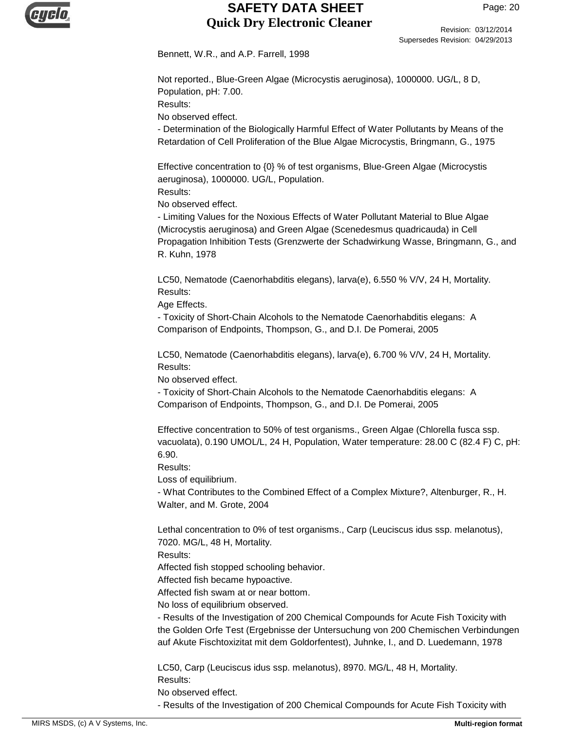Bennett, W.R., and A.P. Farrell, 1998

Not reported., Blue-Green Algae (Microcystis aeruginosa), 1000000. UG/L, 8 D, Population, pH: 7.00.
Results:
No observed effect.
- Determination of the Biologically Harmful Effect of Water Pollutants by Means of the Retardation of Cell Proliferation of the Blue Algae Microcystis, Bringmann, G., 1975

Effective concentration to {0} % of test organisms, Blue-Green Algae (Microcystis aeruginosa), 1000000. UG/L, Population.
Results:
No observed effect.
- Limiting Values for the Noxious Effects of Water Pollutant Material to Blue Algae (Microcystis aeruginosa) and Green Algae (Scenedesmus quadricauda) in Cell Propagation Inhibition Tests (Grenzwerte der Schadwirkung Wasse, Bringmann, G., and R. Kuhn, 1978

LC50, Nematode (Caenorhabditis elegans), larva(e), 6.550 % V/V, 24 H, Mortality.
Results:
Age Effects.
- Toxicity of Short-Chain Alcohols to the Nematode Caenorhabditis elegans: A Comparison of Endpoints, Thompson, G., and D.I. De Pomerai, 2005

LC50, Nematode (Caenorhabditis elegans), larva(e), 6.700 % V/V, 24 H, Mortality.
Results:
No observed effect.
- Toxicity of Short-Chain Alcohols to the Nematode Caenorhabditis elegans: A Comparison of Endpoints, Thompson, G., and D.I. De Pomerai, 2005

Effective concentration to 50% of test organisms., Green Algae (Chlorella fusca ssp. vacuolata), 0.190 UMOL/L, 24 H, Population, Water temperature: 28.00 C (82.4 F) C, pH: 6.90.
Results:
Loss of equilibrium.
- What Contributes to the Combined Effect of a Complex Mixture?, Altenburger, R., H. Walter, and M. Grote, 2004

Lethal concentration to 0% of test organisms., Carp (Leuciscus idus ssp. melanotus), 7020. MG/L, 48 H, Mortality.
Results:
Affected fish stopped schooling behavior.
Affected fish became hypoactive.
Affected fish swam at or near bottom.
No loss of equilibrium observed.
- Results of the Investigation of 200 Chemical Compounds for Acute Fish Toxicity with the Golden Orfe Test (Ergebnisse der Untersuchung von 200 Chemischen Verbindungen auf Akute Fischtoxizitat mit dem Goldorfentest), Juhnke, I., and D. Luedemann, 1978

LC50, Carp (Leuciscus idus ssp. melanotus), 8970. MG/L, 48 H, Mortality.
Results:
No observed effect.
- Results of the Investigation of 200 Chemical Compounds for Acute Fish Toxicity with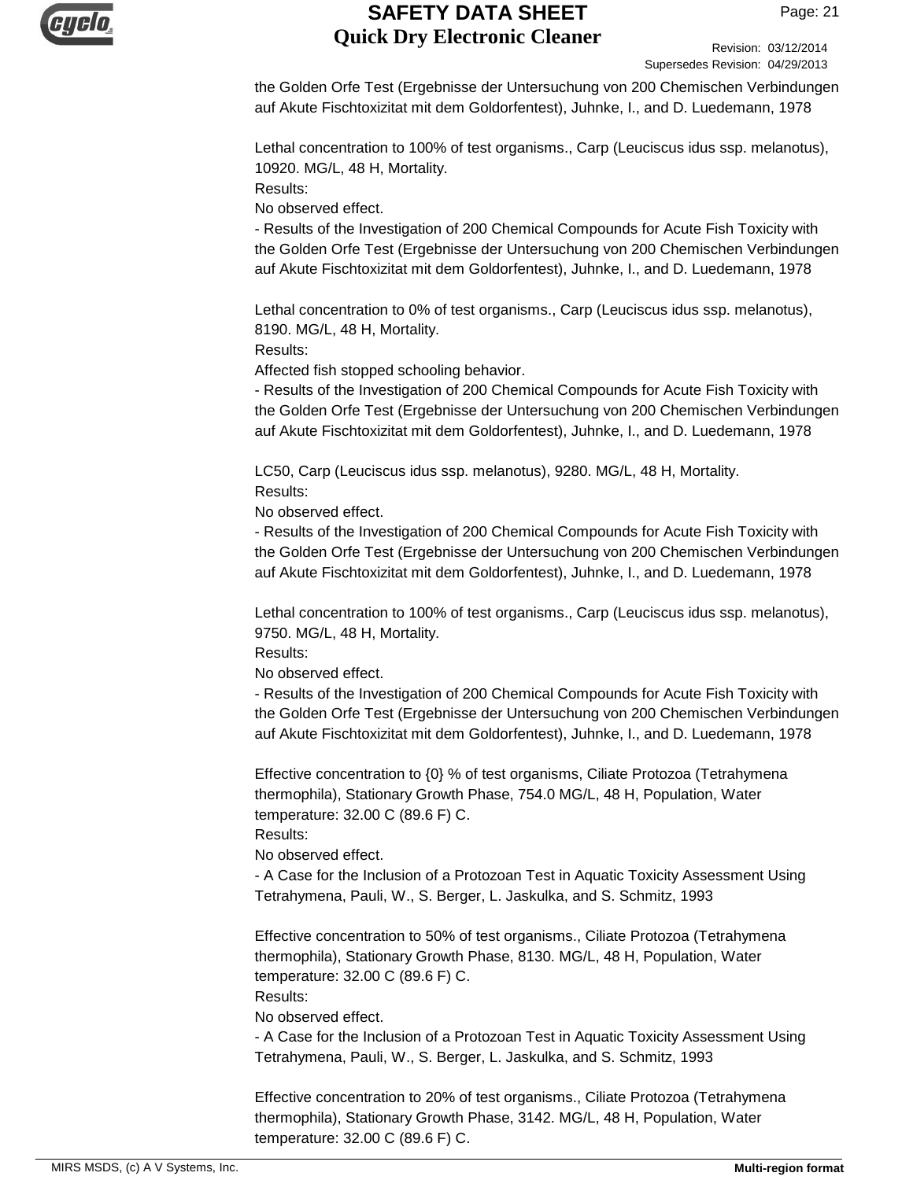the Golden Orfe Test (Ergebnisse der Untersuchung von 200 Chemischen Verbindungen auf Akute Fischtoxizitat mit dem Goldorfentest), Juhnke, I., and D. Luedemann, 1978

Lethal concentration to 100% of test organisms., Carp (Leuciscus idus ssp. melanotus), 10920. MG/L, 48 H, Mortality.
Results:
No observed effect.
- Results of the Investigation of 200 Chemical Compounds for Acute Fish Toxicity with the Golden Orfe Test (Ergebnisse der Untersuchung von 200 Chemischen Verbindungen auf Akute Fischtoxizitat mit dem Goldorfentest), Juhnke, I., and D. Luedemann, 1978

Lethal concentration to 0% of test organisms., Carp (Leuciscus idus ssp. melanotus), 8190. MG/L, 48 H, Mortality.
Results:
Affected fish stopped schooling behavior.
- Results of the Investigation of 200 Chemical Compounds for Acute Fish Toxicity with the Golden Orfe Test (Ergebnisse der Untersuchung von 200 Chemischen Verbindungen auf Akute Fischtoxizitat mit dem Goldorfentest), Juhnke, I., and D. Luedemann, 1978

LC50, Carp (Leuciscus idus ssp. melanotus), 9280. MG/L, 48 H, Mortality.
Results:
No observed effect.
- Results of the Investigation of 200 Chemical Compounds for Acute Fish Toxicity with the Golden Orfe Test (Ergebnisse der Untersuchung von 200 Chemischen Verbindungen auf Akute Fischtoxizitat mit dem Goldorfentest), Juhnke, I., and D. Luedemann, 1978

Lethal concentration to 100% of test organisms., Carp (Leuciscus idus ssp. melanotus), 9750. MG/L, 48 H, Mortality.
Results:
No observed effect.
- Results of the Investigation of 200 Chemical Compounds for Acute Fish Toxicity with the Golden Orfe Test (Ergebnisse der Untersuchung von 200 Chemischen Verbindungen auf Akute Fischtoxizitat mit dem Goldorfentest), Juhnke, I., and D. Luedemann, 1978

Effective concentration to {0} % of test organisms, Ciliate Protozoa (Tetrahymena thermophila), Stationary Growth Phase, 754.0 MG/L, 48 H, Population, Water temperature: 32.00 C (89.6 F) C.
Results:
No observed effect.
- A Case for the Inclusion of a Protozoan Test in Aquatic Toxicity Assessment Using Tetrahymena, Pauli, W., S. Berger, L. Jaskulka, and S. Schmitz, 1993

Effective concentration to 50% of test organisms., Ciliate Protozoa (Tetrahymena thermophila), Stationary Growth Phase, 8130. MG/L, 48 H, Population, Water temperature: 32.00 C (89.6 F) C.
Results:
No observed effect.
- A Case for the Inclusion of a Protozoan Test in Aquatic Toxicity Assessment Using Tetrahymena, Pauli, W., S. Berger, L. Jaskulka, and S. Schmitz, 1993

Effective concentration to 20% of test organisms., Ciliate Protozoa (Tetrahymena thermophila), Stationary Growth Phase, 3142. MG/L, 48 H, Population, Water temperature: 32.00 C (89.6 F) C.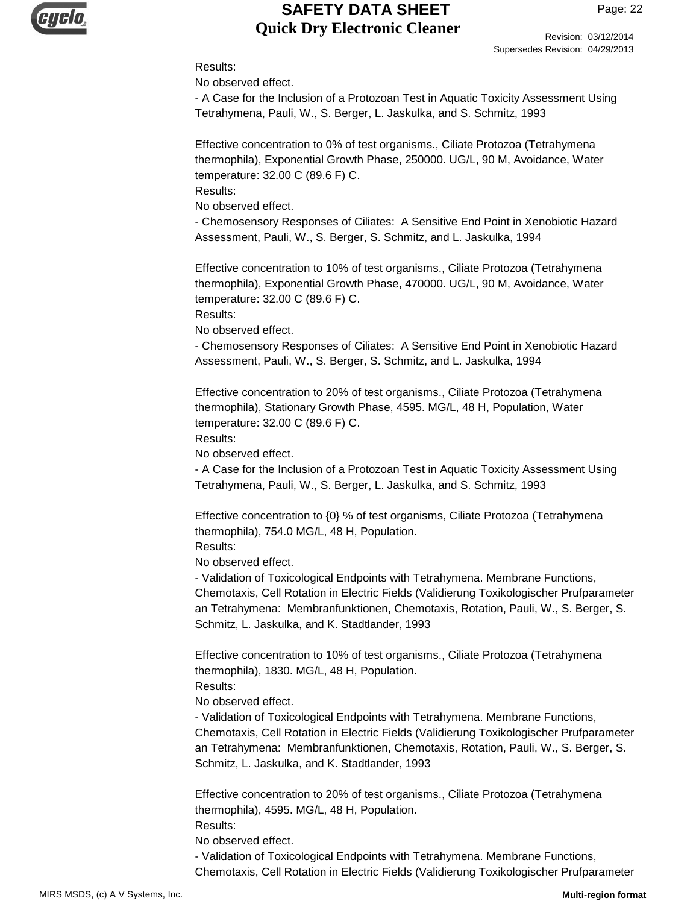Results:
No observed effect.
- A Case for the Inclusion of a Protozoan Test in Aquatic Toxicity Assessment Using Tetrahymena, Pauli, W., S. Berger, L. Jaskulka, and S. Schmitz, 1993

Effective concentration to 0% of test organisms., Ciliate Protozoa (Tetrahymena thermophila), Exponential Growth Phase, 250000. UG/L, 90 M, Avoidance, Water temperature: 32.00 C (89.6 F) C.
Results:
No observed effect.
- Chemosensory Responses of Ciliates: A Sensitive End Point in Xenobiotic Hazard Assessment, Pauli, W., S. Berger, S. Schmitz, and L. Jaskulka, 1994

Effective concentration to 10% of test organisms., Ciliate Protozoa (Tetrahymena thermophila), Exponential Growth Phase, 470000. UG/L, 90 M, Avoidance, Water temperature: 32.00 C (89.6 F) C.
Results:
No observed effect.
- Chemosensory Responses of Ciliates: A Sensitive End Point in Xenobiotic Hazard Assessment, Pauli, W., S. Berger, S. Schmitz, and L. Jaskulka, 1994

Effective concentration to 20% of test organisms., Ciliate Protozoa (Tetrahymena thermophila), Stationary Growth Phase, 4595. MG/L, 48 H, Population, Water temperature: 32.00 C (89.6 F) C.
Results:
No observed effect.
- A Case for the Inclusion of a Protozoan Test in Aquatic Toxicity Assessment Using Tetrahymena, Pauli, W., S. Berger, L. Jaskulka, and S. Schmitz, 1993

Effective concentration to {0} % of test organisms, Ciliate Protozoa (Tetrahymena thermophila), 754.0 MG/L, 48 H, Population.
Results:
No observed effect.
- Validation of Toxicological Endpoints with Tetrahymena. Membrane Functions, Chemotaxis, Cell Rotation in Electric Fields (Validierung Toxikologischer Prufparameter an Tetrahymena: Membranfunktionen, Chemotaxis, Rotation, Pauli, W., S. Berger, S. Schmitz, L. Jaskulka, and K. Stadtlander, 1993

Effective concentration to 10% of test organisms., Ciliate Protozoa (Tetrahymena thermophila), 1830. MG/L, 48 H, Population.
Results:
No observed effect.
- Validation of Toxicological Endpoints with Tetrahymena. Membrane Functions, Chemotaxis, Cell Rotation in Electric Fields (Validierung Toxikologischer Prufparameter an Tetrahymena: Membranfunktionen, Chemotaxis, Rotation, Pauli, W., S. Berger, S. Schmitz, L. Jaskulka, and K. Stadtlander, 1993

Effective concentration to 20% of test organisms., Ciliate Protozoa (Tetrahymena thermophila), 4595. MG/L, 48 H, Population.
Results:
No observed effect.
- Validation of Toxicological Endpoints with Tetrahymena. Membrane Functions, Chemotaxis, Cell Rotation in Electric Fields (Validierung Toxikologischer Prufparameter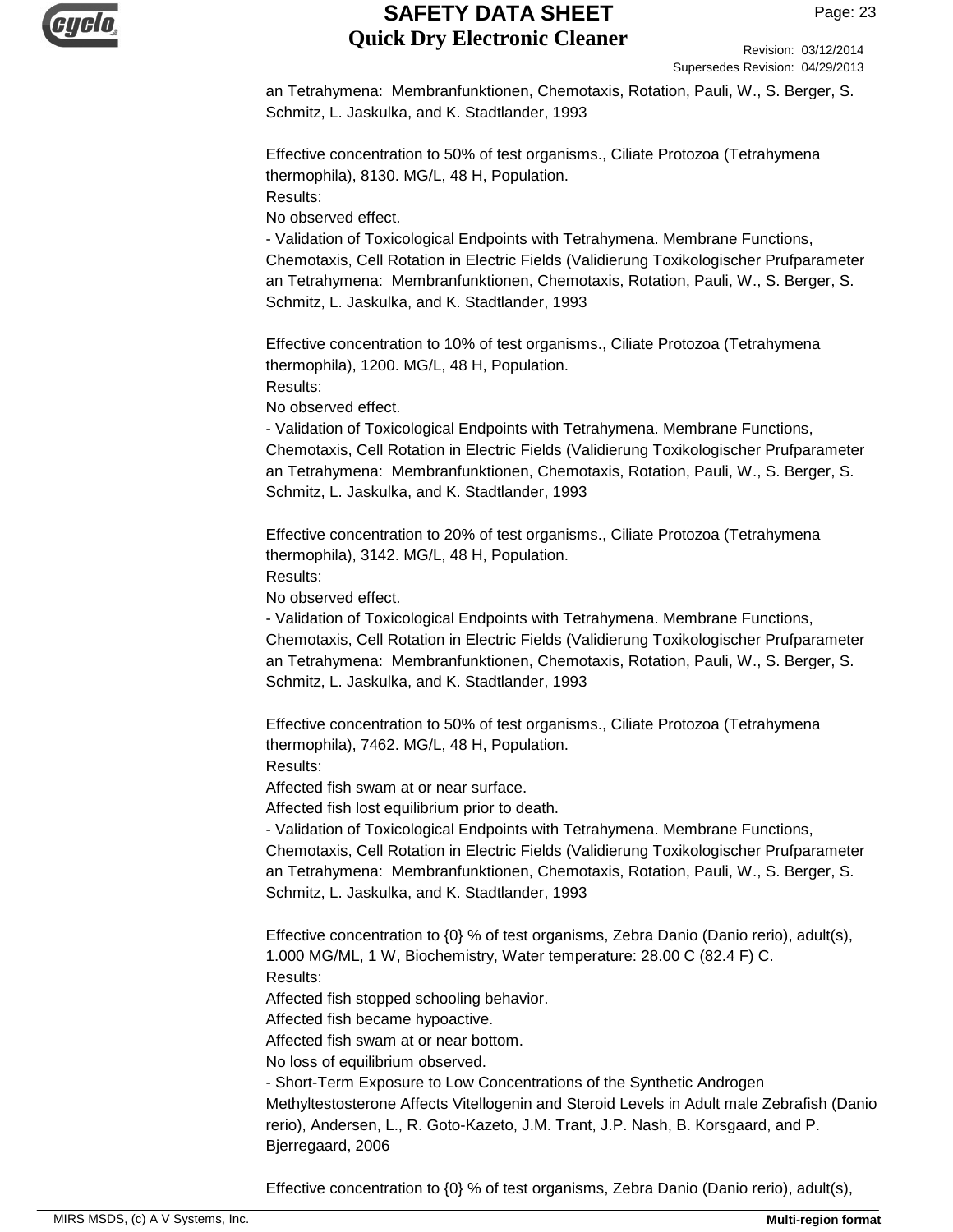an Tetrahymena: Membranfunktionen, Chemotaxis, Rotation, Pauli, W., S. Berger, S. Schmitz, L. Jaskulka, and K. Stadtlander, 1993

Effective concentration to 50% of test organisms., Ciliate Protozoa (Tetrahymena thermophila), 8130. MG/L, 48 H, Population.
Results:
No observed effect.
- Validation of Toxicological Endpoints with Tetrahymena. Membrane Functions, Chemotaxis, Cell Rotation in Electric Fields (Validierung Toxikologischer Prufparameter an Tetrahymena: Membranfunktionen, Chemotaxis, Rotation, Pauli, W., S. Berger, S. Schmitz, L. Jaskulka, and K. Stadtlander, 1993

Effective concentration to 10% of test organisms., Ciliate Protozoa (Tetrahymena thermophila), 1200. MG/L, 48 H, Population.
Results:
No observed effect.
- Validation of Toxicological Endpoints with Tetrahymena. Membrane Functions, Chemotaxis, Cell Rotation in Electric Fields (Validierung Toxikologischer Prufparameter an Tetrahymena: Membranfunktionen, Chemotaxis, Rotation, Pauli, W., S. Berger, S. Schmitz, L. Jaskulka, and K. Stadtlander, 1993

Effective concentration to 20% of test organisms., Ciliate Protozoa (Tetrahymena thermophila), 3142. MG/L, 48 H, Population.
Results:
No observed effect.
- Validation of Toxicological Endpoints with Tetrahymena. Membrane Functions, Chemotaxis, Cell Rotation in Electric Fields (Validierung Toxikologischer Prufparameter an Tetrahymena: Membranfunktionen, Chemotaxis, Rotation, Pauli, W., S. Berger, S. Schmitz, L. Jaskulka, and K. Stadtlander, 1993

Effective concentration to 50% of test organisms., Ciliate Protozoa (Tetrahymena thermophila), 7462. MG/L, 48 H, Population.
Results:
Affected fish swam at or near surface.
Affected fish lost equilibrium prior to death.
- Validation of Toxicological Endpoints with Tetrahymena. Membrane Functions, Chemotaxis, Cell Rotation in Electric Fields (Validierung Toxikologischer Prufparameter an Tetrahymena: Membranfunktionen, Chemotaxis, Rotation, Pauli, W., S. Berger, S. Schmitz, L. Jaskulka, and K. Stadtlander, 1993

Effective concentration to {0} % of test organisms, Zebra Danio (Danio rerio), adult(s), 1.000 MG/ML, 1 W, Biochemistry, Water temperature: 28.00 C (82.4 F) C.
Results:
Affected fish stopped schooling behavior.
Affected fish became hypoactive.
Affected fish swam at or near bottom.
No loss of equilibrium observed.
- Short-Term Exposure to Low Concentrations of the Synthetic Androgen Methyltestosterone Affects Vitellogenin and Steroid Levels in Adult male Zebrafish (Danio rerio), Andersen, L., R. Goto-Kazeto, J.M. Trant, J.P. Nash, B. Korsgaard, and P. Bjerregaard, 2006

Effective concentration to {0} % of test organisms, Zebra Danio (Danio rerio), adult(s),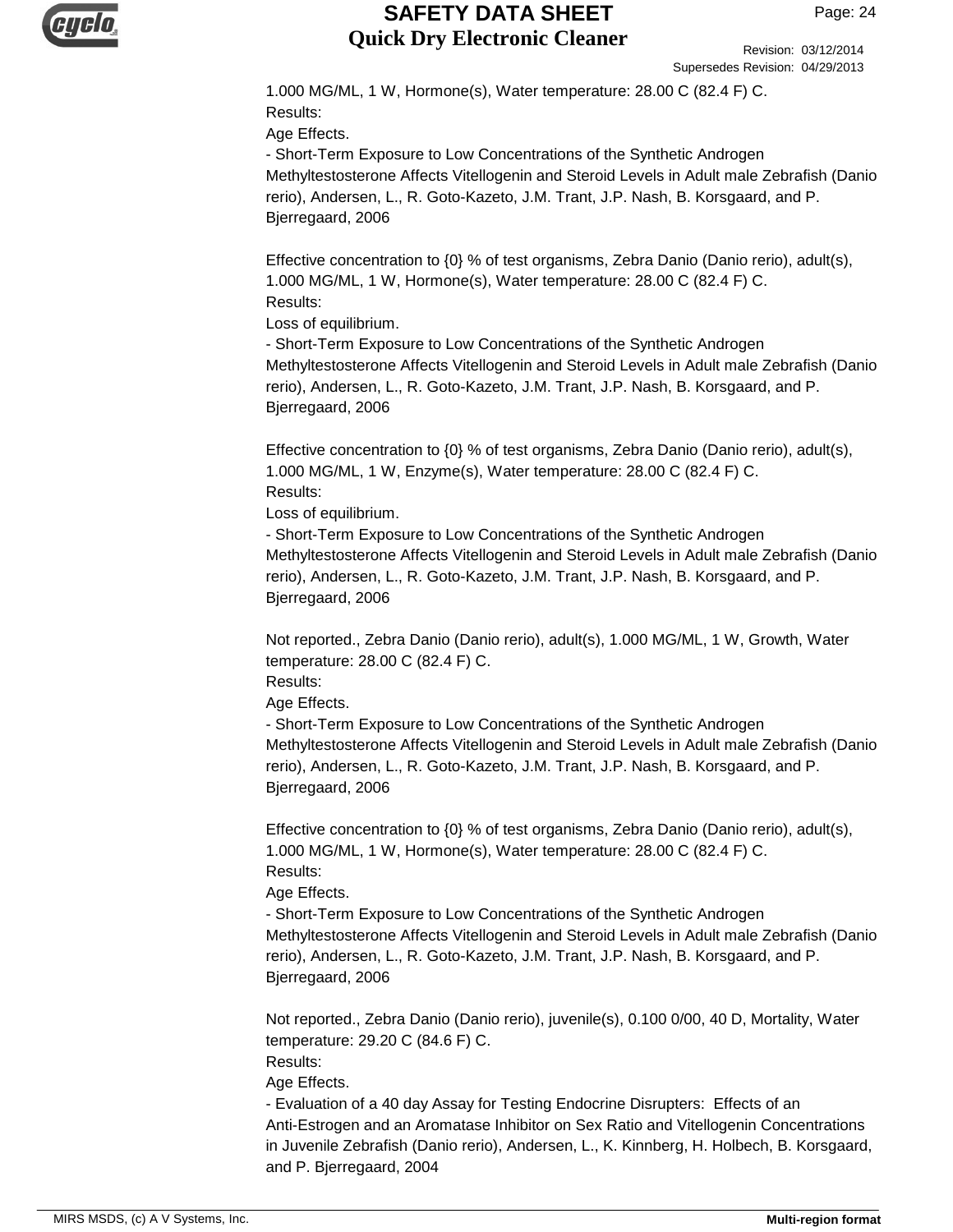1.000 MG/ML, 1 W, Hormone(s), Water temperature: 28.00 C (82.4 F) C.
Results:
Age Effects.
- Short-Term Exposure to Low Concentrations of the Synthetic Androgen Methyltestosterone Affects Vitellogenin and Steroid Levels in Adult male Zebrafish (Danio rerio), Andersen, L., R. Goto-Kazeto, J.M. Trant, J.P. Nash, B. Korsgaard, and P. Bjerregaard, 2006

Effective concentration to {0} % of test organisms, Zebra Danio (Danio rerio), adult(s), 1.000 MG/ML, 1 W, Hormone(s), Water temperature: 28.00 C (82.4 F) C.
Results:
Loss of equilibrium.
- Short-Term Exposure to Low Concentrations of the Synthetic Androgen Methyltestosterone Affects Vitellogenin and Steroid Levels in Adult male Zebrafish (Danio rerio), Andersen, L., R. Goto-Kazeto, J.M. Trant, J.P. Nash, B. Korsgaard, and P. Bjerregaard, 2006

Effective concentration to {0} % of test organisms, Zebra Danio (Danio rerio), adult(s), 1.000 MG/ML, 1 W, Enzyme(s), Water temperature: 28.00 C (82.4 F) C.
Results:
Loss of equilibrium.
- Short-Term Exposure to Low Concentrations of the Synthetic Androgen Methyltestosterone Affects Vitellogenin and Steroid Levels in Adult male Zebrafish (Danio rerio), Andersen, L., R. Goto-Kazeto, J.M. Trant, J.P. Nash, B. Korsgaard, and P. Bjerregaard, 2006

Not reported., Zebra Danio (Danio rerio), adult(s), 1.000 MG/ML, 1 W, Growth, Water temperature: 28.00 C (82.4 F) C.
Results:
Age Effects.
- Short-Term Exposure to Low Concentrations of the Synthetic Androgen Methyltestosterone Affects Vitellogenin and Steroid Levels in Adult male Zebrafish (Danio rerio), Andersen, L., R. Goto-Kazeto, J.M. Trant, J.P. Nash, B. Korsgaard, and P. Bjerregaard, 2006

Effective concentration to {0} % of test organisms, Zebra Danio (Danio rerio), adult(s), 1.000 MG/ML, 1 W, Hormone(s), Water temperature: 28.00 C (82.4 F) C.
Results:
Age Effects.
- Short-Term Exposure to Low Concentrations of the Synthetic Androgen Methyltestosterone Affects Vitellogenin and Steroid Levels in Adult male Zebrafish (Danio rerio), Andersen, L., R. Goto-Kazeto, J.M. Trant, J.P. Nash, B. Korsgaard, and P. Bjerregaard, 2006

Not reported., Zebra Danio (Danio rerio), juvenile(s), 0.100 0/00, 40 D, Mortality, Water temperature: 29.20 C (84.6 F) C.
Results:
Age Effects.
- Evaluation of a 40 day Assay for Testing Endocrine Disrupters: Effects of an Anti-Estrogen and an Aromatase Inhibitor on Sex Ratio and Vitellogenin Concentrations in Juvenile Zebrafish (Danio rerio), Andersen, L., K. Kinnberg, H. Holbech, B. Korsgaard, and P. Bjerregaard, 2004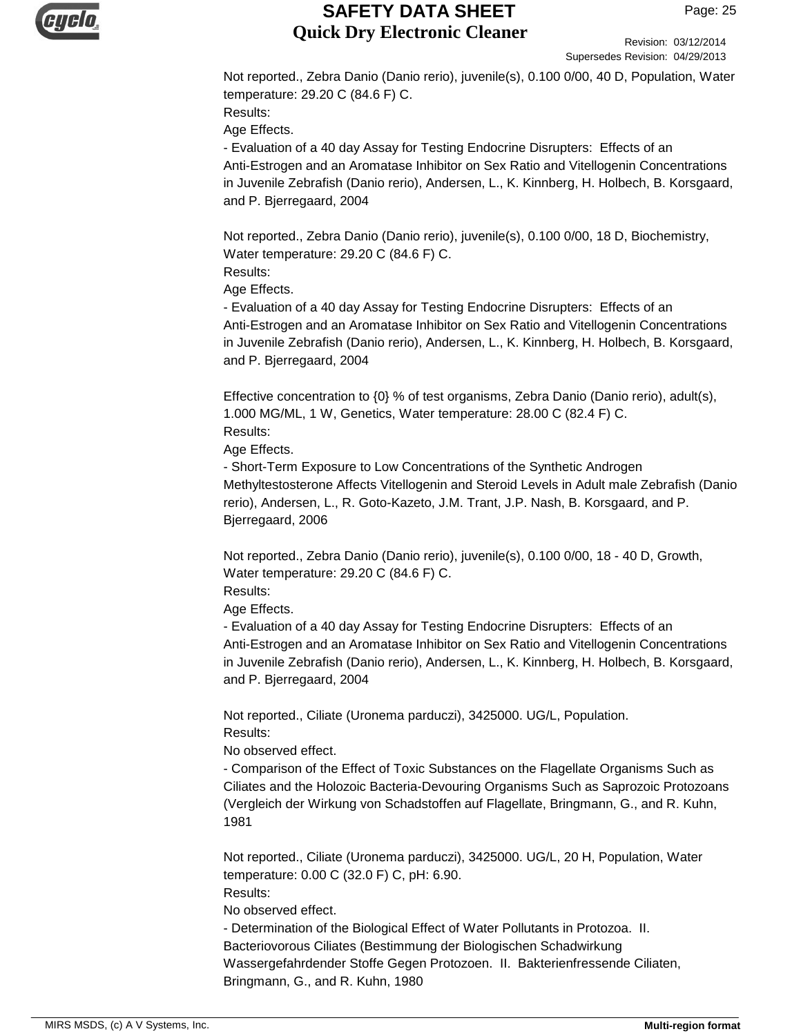Not reported., Zebra Danio (Danio rerio), juvenile(s), 0.100 0/00, 40 D, Population, Water temperature: 29.20 C (84.6 F) C.
Results:
Age Effects.
- Evaluation of a 40 day Assay for Testing Endocrine Disrupters: Effects of an Anti-Estrogen and an Aromatase Inhibitor on Sex Ratio and Vitellogenin Concentrations in Juvenile Zebrafish (Danio rerio), Andersen, L., K. Kinnberg, H. Holbech, B. Korsgaard, and P. Bjerregaard, 2004

Not reported., Zebra Danio (Danio rerio), juvenile(s), 0.100 0/00, 18 D, Biochemistry, Water temperature: 29.20 C (84.6 F) C.
Results:
Age Effects.
- Evaluation of a 40 day Assay for Testing Endocrine Disrupters: Effects of an Anti-Estrogen and an Aromatase Inhibitor on Sex Ratio and Vitellogenin Concentrations in Juvenile Zebrafish (Danio rerio), Andersen, L., K. Kinnberg, H. Holbech, B. Korsgaard, and P. Bjerregaard, 2004

Effective concentration to {0} % of test organisms, Zebra Danio (Danio rerio), adult(s), 1.000 MG/ML, 1 W, Genetics, Water temperature: 28.00 C (82.4 F) C.
Results:
Age Effects.
- Short-Term Exposure to Low Concentrations of the Synthetic Androgen Methyltestosterone Affects Vitellogenin and Steroid Levels in Adult male Zebrafish (Danio rerio), Andersen, L., R. Goto-Kazeto, J.M. Trant, J.P. Nash, B. Korsgaard, and P. Bjerregaard, 2006

Not reported., Zebra Danio (Danio rerio), juvenile(s), 0.100 0/00, 18 - 40 D, Growth, Water temperature: 29.20 C (84.6 F) C.
Results:
Age Effects.
- Evaluation of a 40 day Assay for Testing Endocrine Disrupters: Effects of an Anti-Estrogen and an Aromatase Inhibitor on Sex Ratio and Vitellogenin Concentrations in Juvenile Zebrafish (Danio rerio), Andersen, L., K. Kinnberg, H. Holbech, B. Korsgaard, and P. Bjerregaard, 2004

Not reported., Ciliate (Uronema parduczi), 3425000. UG/L, Population.
Results:
No observed effect.
- Comparison of the Effect of Toxic Substances on the Flagellate Organisms Such as Ciliates and the Holozoic Bacteria-Devouring Organisms Such as Saprozoic Protozoans (Vergleich der Wirkung von Schadstoffen auf Flagellate, Bringmann, G., and R. Kuhn, 1981

Not reported., Ciliate (Uronema parduczi), 3425000. UG/L, 20 H, Population, Water temperature: 0.00 C (32.0 F) C, pH: 6.90.
Results:
No observed effect.
- Determination of the Biological Effect of Water Pollutants in Protozoa. II. Bacteriovorous Ciliates (Bestimmung der Biologischen Schadwirkung Wassergefahrdender Stoffe Gegen Protozoen. II. Bakterienfressende Ciliaten, Bringmann, G., and R. Kuhn, 1980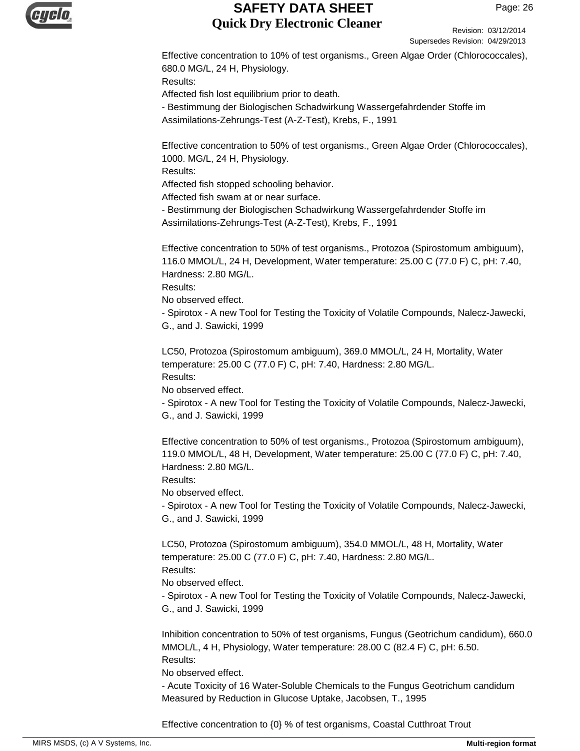Effective concentration to 10% of test organisms., Green Algae Order (Chlorococcales), 680.0 MG/L, 24 H, Physiology.
Results:
Affected fish lost equilibrium prior to death.
- Bestimmung der Biologischen Schadwirkung Wassergefahrdender Stoffe im Assimilations-Zehrungs-Test (A-Z-Test), Krebs, F., 1991

Effective concentration to 50% of test organisms., Green Algae Order (Chlorococcales), 1000. MG/L, 24 H, Physiology.
Results:
Affected fish stopped schooling behavior.
Affected fish swam at or near surface.
- Bestimmung der Biologischen Schadwirkung Wassergefahrdender Stoffe im Assimilations-Zehrungs-Test (A-Z-Test), Krebs, F., 1991

Effective concentration to 50% of test organisms., Protozoa (Spirostomum ambiguum), 116.0 MMOL/L, 24 H, Development, Water temperature: 25.00 C (77.0 F) C, pH: 7.40, Hardness: 2.80 MG/L.
Results:
No observed effect.
- Spirotox - A new Tool for Testing the Toxicity of Volatile Compounds, Nalecz-Jawecki, G., and J. Sawicki, 1999

LC50, Protozoa (Spirostomum ambiguum), 369.0 MMOL/L, 24 H, Mortality, Water temperature: 25.00 C (77.0 F) C, pH: 7.40, Hardness: 2.80 MG/L.
Results:
No observed effect.
- Spirotox - A new Tool for Testing the Toxicity of Volatile Compounds, Nalecz-Jawecki, G., and J. Sawicki, 1999

Effective concentration to 50% of test organisms., Protozoa (Spirostomum ambiguum), 119.0 MMOL/L, 48 H, Development, Water temperature: 25.00 C (77.0 F) C, pH: 7.40, Hardness: 2.80 MG/L.
Results:
No observed effect.
- Spirotox - A new Tool for Testing the Toxicity of Volatile Compounds, Nalecz-Jawecki, G., and J. Sawicki, 1999

LC50, Protozoa (Spirostomum ambiguum), 354.0 MMOL/L, 48 H, Mortality, Water temperature: 25.00 C (77.0 F) C, pH: 7.40, Hardness: 2.80 MG/L.
Results:
No observed effect.
- Spirotox - A new Tool for Testing the Toxicity of Volatile Compounds, Nalecz-Jawecki, G., and J. Sawicki, 1999

Inhibition concentration to 50% of test organisms, Fungus (Geotrichum candidum), 660.0 MMOL/L, 4 H, Physiology, Water temperature: 28.00 C (82.4 F) C, pH: 6.50.
Results:
No observed effect.
- Acute Toxicity of 16 Water-Soluble Chemicals to the Fungus Geotrichum candidum Measured by Reduction in Glucose Uptake, Jacobsen, T., 1995

Effective concentration to {0} % of test organisms, Coastal Cutthroat Trout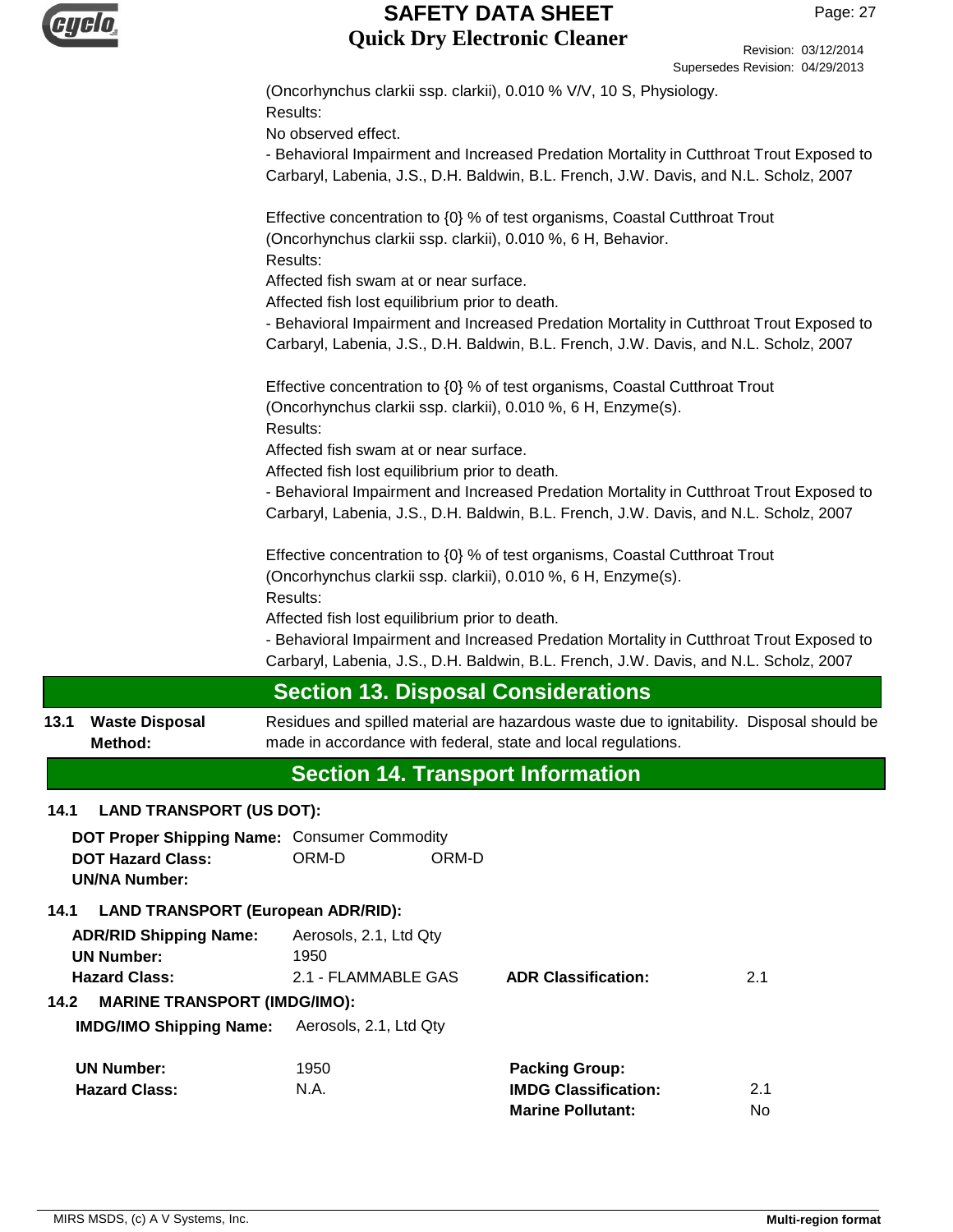(Oncorhynchus clarkii ssp. clarkii), 0.010 % V/V, 10 S, Physiology.
Results:
No observed effect.
- Behavioral Impairment and Increased Predation Mortality in Cutthroat Trout Exposed to Carbaryl, Labenia, J.S., D.H. Baldwin, B.L. French, J.W. Davis, and N.L. Scholz, 2007

Effective concentration to {0} % of test organisms, Coastal Cutthroat Trout (Oncorhynchus clarkii ssp. clarkii), 0.010 %, 6 H, Behavior.
Results:
Affected fish swam at or near surface.
Affected fish lost equilibrium prior to death.
- Behavioral Impairment and Increased Predation Mortality in Cutthroat Trout Exposed to Carbaryl, Labenia, J.S., D.H. Baldwin, B.L. French, J.W. Davis, and N.L. Scholz, 2007

Effective concentration to {0} % of test organisms, Coastal Cutthroat Trout (Oncorhynchus clarkii ssp. clarkii), 0.010 %, 6 H, Enzyme(s).
Results:
Affected fish swam at or near surface.
Affected fish lost equilibrium prior to death.
- Behavioral Impairment and Increased Predation Mortality in Cutthroat Trout Exposed to Carbaryl, Labenia, J.S., D.H. Baldwin, B.L. French, J.W. Davis, and N.L. Scholz, 2007

Effective concentration to {0} % of test organisms, Coastal Cutthroat Trout (Oncorhynchus clarkii ssp. clarkii), 0.010 %, 6 H, Enzyme(s).
Results:
Affected fish lost equilibrium prior to death.
- Behavioral Impairment and Increased Predation Mortality in Cutthroat Trout Exposed to Carbaryl, Labenia, J.S., D.H. Baldwin, B.L. French, J.W. Davis, and N.L. Scholz, 2007

## Section 13. Disposal Considerations

**13.1 Waste Disposal Method:** Residues and spilled material are hazardous waste due to ignitability. Disposal should be made in accordance with federal, state and local regulations.

## Section 14. Transport Information

**14.1 LAND TRANSPORT (US DOT):**

**DOT Proper Shipping Name:** Consumer Commodity
**DOT Hazard Class:** ORM-D ORM-D
**UN/NA Number:**

**14.1 LAND TRANSPORT (European ADR/RID):**

**ADR/RID Shipping Name:** Aerosols, 2.1, Ltd Qty
**UN Number:** 1950
**Hazard Class:** 2.1 - FLAMMABLE GAS **ADR Classification:** 2.1

**14.2 MARINE TRANSPORT (IMDG/IMO):**

**IMDG/IMO Shipping Name:** Aerosols, 2.1, Ltd Qty

**UN Number:** 1950 **Packing Group:**
**Hazard Class:** N.A. **IMDG Classification:** 2.1
**Marine Pollutant:** No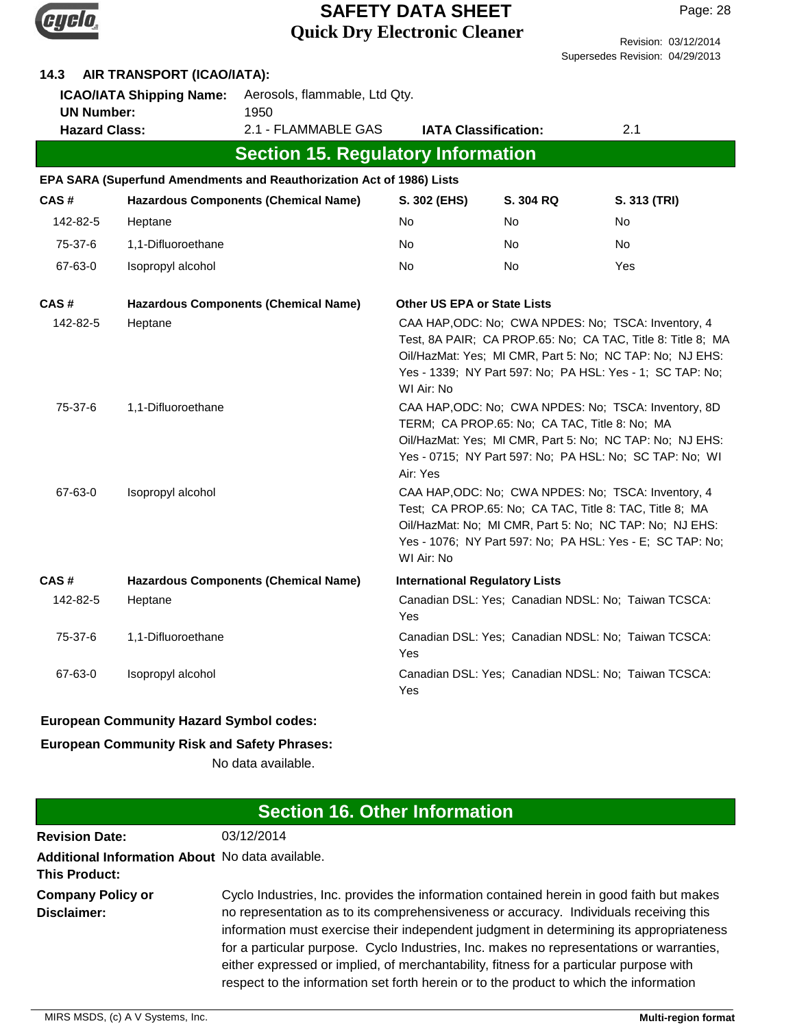### 14.3 AIR TRANSPORT (ICAO/IATA):

**ICAO/IATA Shipping Name:** Aerosols, flammable, Ltd Qty.
**UN Number:** 1950
**Hazard Class:** 2.1 - FLAMMABLE GAS **IATA Classification:** 2.1

## Section 15. Regulatory Information

**EPA SARA (Superfund Amendments and Reauthorization Act of 1986) Lists**

| CAS # | Hazardous Components (Chemical Name) | S. 302 (EHS) | S. 304 RQ | S. 313 (TRI) |
|---|---|---|---|---|
| 142-82-5 | Heptane | No | No | No |
| 75-37-6 | 1,1-Difluoroethane | No | No | No |
| 67-63-0 | Isopropyl alcohol | No | No | Yes |

| CAS # | Hazardous Components (Chemical Name) | Other US EPA or State Lists |
|---|---|---|
| 142-82-5 | Heptane | CAA HAP,ODC: No; CWA NPDES: No; TSCA: Inventory, 4 Test, 8A PAIR; CA PROP.65: No; CA TAC, Title 8: Title 8; MA Oil/HazMat: Yes; MI CMR, Part 5: No; NC TAP: No; NJ EHS: Yes - 1339; NY Part 597: No; PA HSL: Yes - 1; SC TAP: No; WI Air: No |
| 75-37-6 | 1,1-Difluoroethane | CAA HAP,ODC: No; CWA NPDES: No; TSCA: Inventory, 8D TERM; CA PROP.65: No; CA TAC, Title 8: No; MA Oil/HazMat: Yes; MI CMR, Part 5: No; NC TAP: No; NJ EHS: Yes - 0715; NY Part 597: No; PA HSL: No; SC TAP: No; WI Air: Yes |
| 67-63-0 | Isopropyl alcohol | CAA HAP,ODC: No; CWA NPDES: No; TSCA: Inventory, 4 Test; CA PROP.65: No; CA TAC, Title 8: TAC, Title 8; MA Oil/HazMat: No; MI CMR, Part 5: No; NC TAP: No; NJ EHS: Yes - 1076; NY Part 597: No; PA HSL: Yes - E; SC TAP: No; WI Air: No |

| CAS # | Hazardous Components (Chemical Name) | International Regulatory Lists |
|---|---|---|
| 142-82-5 | Heptane | Canadian DSL: Yes; Canadian NDSL: No; Taiwan TCSCA: Yes |
| 75-37-6 | 1,1-Difluoroethane | Canadian DSL: Yes; Canadian NDSL: No; Taiwan TCSCA: Yes |
| 67-63-0 | Isopropyl alcohol | Canadian DSL: Yes; Canadian NDSL: No; Taiwan TCSCA: Yes |

**European Community Hazard Symbol codes:**

**European Community Risk and Safety Phrases:**

No data available.

## Section 16. Other Information

**Revision Date:** 03/12/2014

**Additional Information About This Product:** No data available.

**Company Policy or Disclaimer:** Cyclo Industries, Inc. provides the information contained herein in good faith but makes no representation as to its comprehensiveness or accuracy. Individuals receiving this information must exercise their independent judgment in determining its appropriateness for a particular purpose. Cyclo Industries, Inc. makes no representations or warranties, either expressed or implied, of merchantability, fitness for a particular purpose with respect to the information set forth herein or to the product to which the information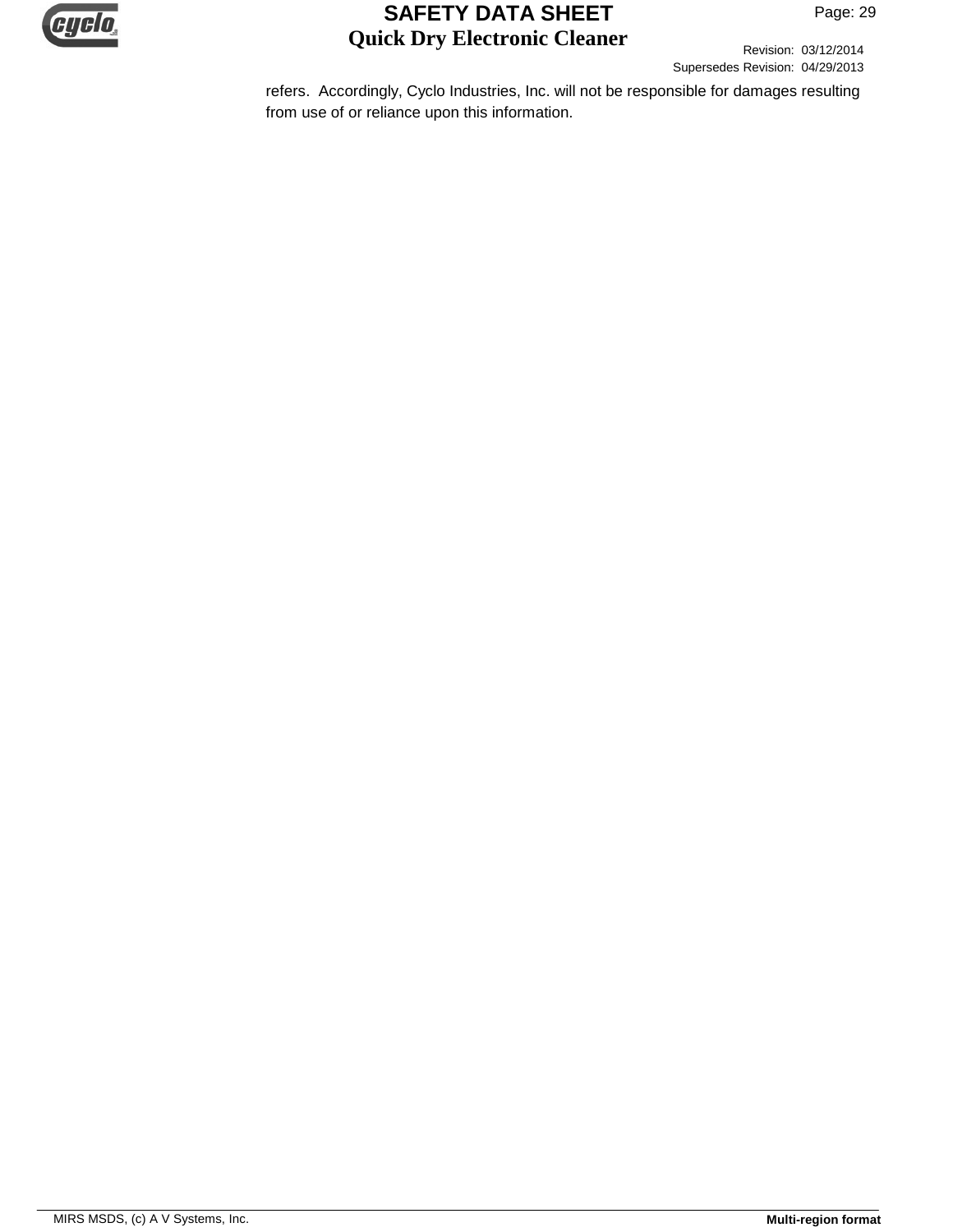refers. Accordingly, Cyclo Industries, Inc. will not be responsible for damages resulting from use of or reliance upon this information.